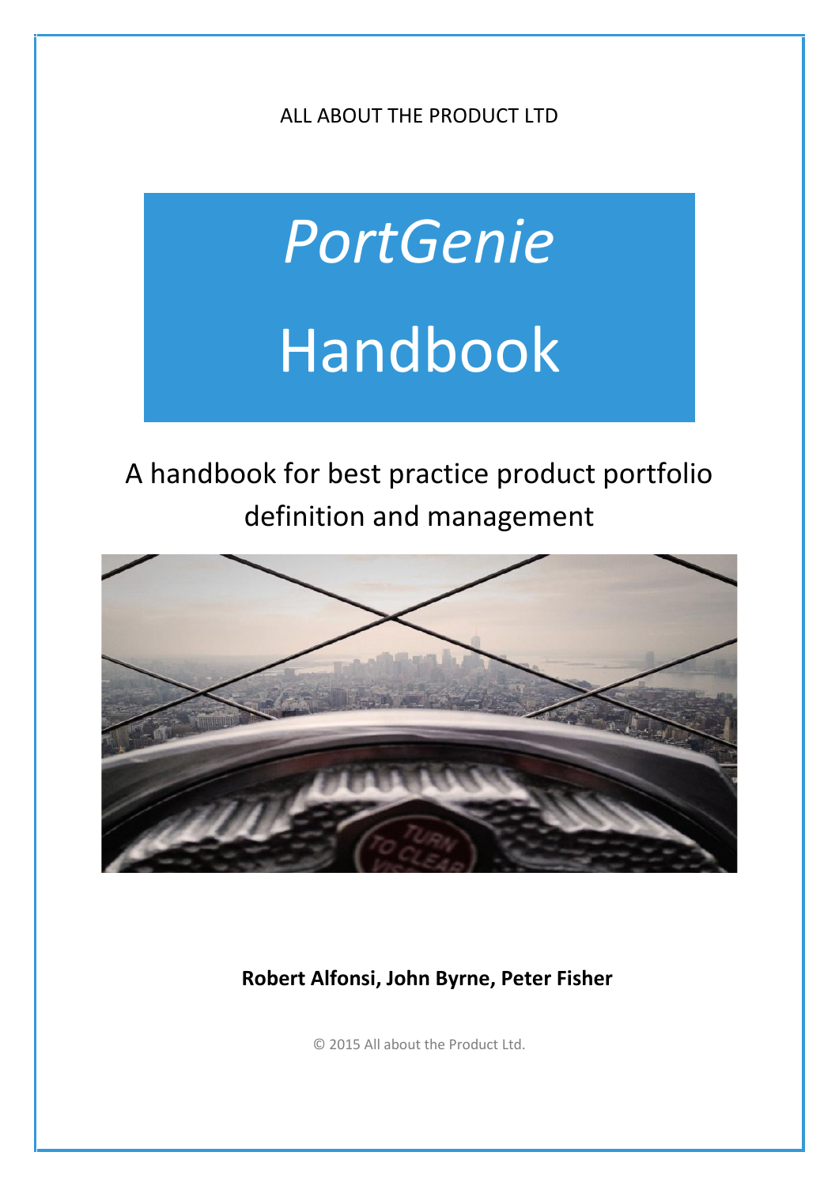ALL ABOUT THE PRODUCT LTD

# *PortGenie*

# Handbook

## A handbook for best practice product portfolio definition and management

**Robert Alfonsi, John Byrne, Peter Fisher**

© 2015 All about the Product Ltd.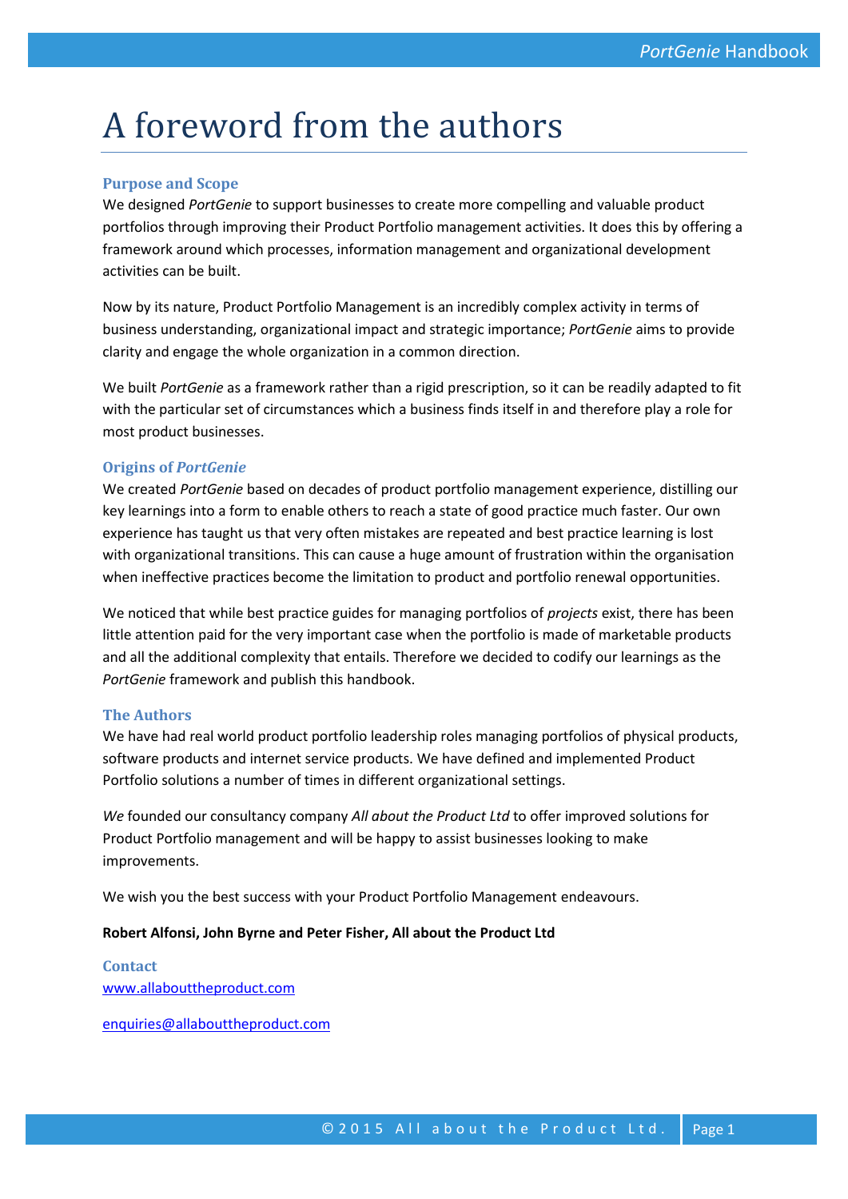# A foreword from the authors

### Purpose and Scope

We designed *PortGenie* to support businesses to create more compelling and valuable product portfolios through improving their Product Portfolio management activities. It does this by offering a framework around which processes, information management and organizational development activities can be built.

Now by its nature, Product Portfolio Management is an incredibly complex activity in terms of business understanding, organizational impact and strategic importance; *PortGenie* aims to provide clarity and engage the whole organization in a common direction.

We built *PortGenie* as a framework rather than a rigid prescription, so it can be readily adapted to fit with the particular set of circumstances which a business finds itself in and therefore play a role for most product businesses.

### Origins of *PortGenie*

We created *PortGenie* based on decades of product portfolio management experience, distilling our key learnings into a form to enable others to reach a state of good practice much faster. Our own experience has taught us that very often mistakes are repeated and best practice learning is lost with organizational transitions. This can cause a huge amount of frustration within the organisation when ineffective practices become the limitation to product and portfolio renewal opportunities.

We noticed that while best practice guides for managing portfolios of *projects* exist, there has been little attention paid for the very important case when the portfolio is made of marketable products and all the additional complexity that entails. Therefore we decided to codify our learnings as the *PortGenie* framework and publish this handbook.

### The Authors

We have had real world product portfolio leadership roles managing portfolios of physical products, software products and internet service products. We have defined and implemented Product Portfolio solutions a number of times in different organizational settings.

*We* founded our consultancy company *All about the Product Ltd* to offer improved solutions for Product Portfolio management and will be happy to assist businesses looking to make improvements.

We wish you the best success with your Product Portfolio Management endeavours.

**Robert Alfonsi, John Byrne and Peter Fisher, All about the Product Ltd**

### Contact

[www.allabouttheproduct.com](http://www.allabouttheproduct.com)

[enquiries@allabouttheproduct.com](mailto:enquiries@allabouttheproduct.com)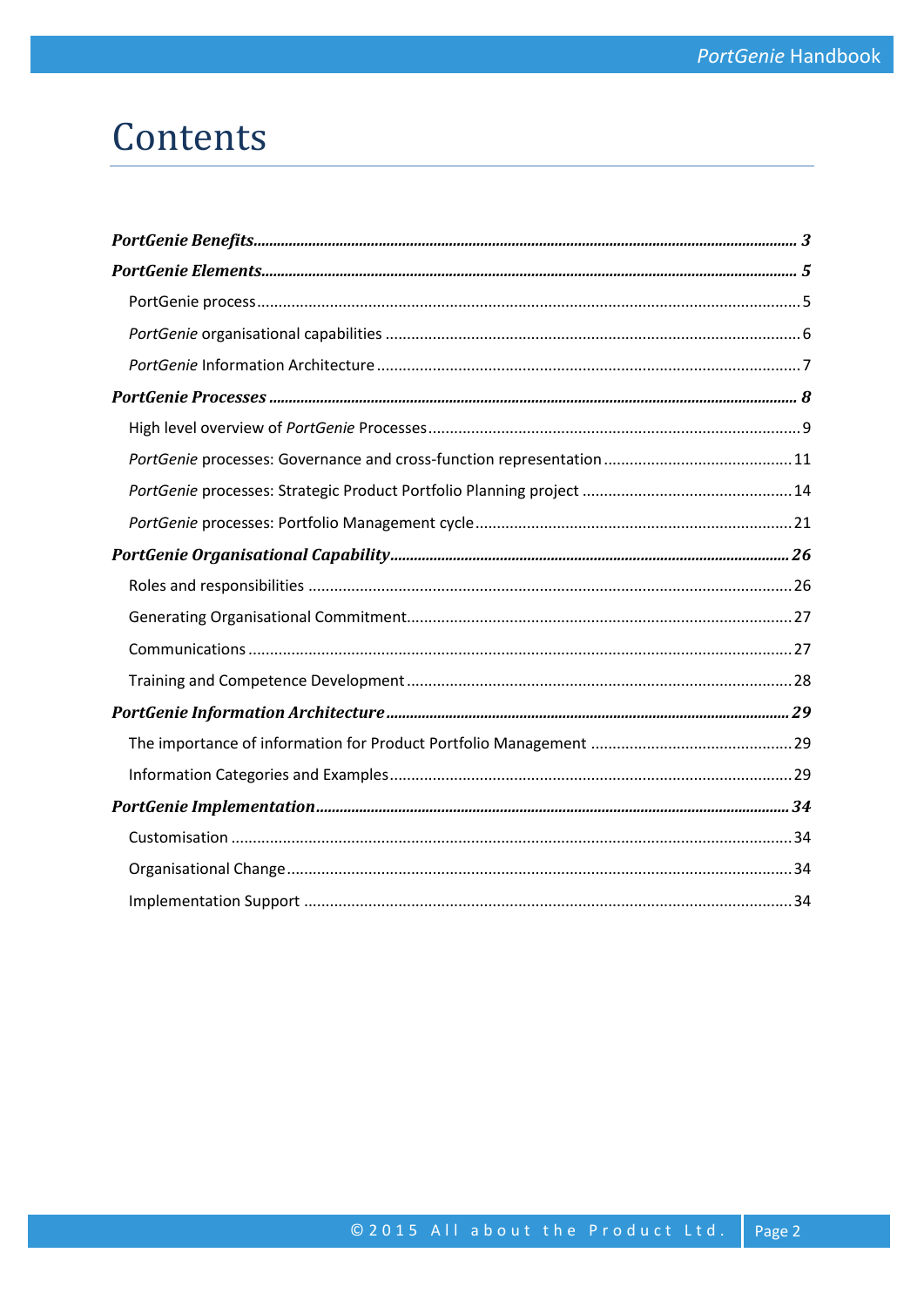# Contents

***PortGenie Benefits*** ........................................ ***3***

***PortGenie Elements*** ........................................ ***5***

- PortGenie process ........................................ 5
- *PortGenie* organisational capabilities ........................................ 6
- *PortGenie* Information Architecture ........................................ 7

***PortGenie Processes*** ........................................ ***8***

- High level overview of *PortGenie* Processes ........................................ 9
- *PortGenie* processes: Governance and cross-function representation ........................................ 11
- *PortGenie* processes: Strategic Product Portfolio Planning project ........................................ 14
- *PortGenie* processes: Portfolio Management cycle ........................................ 21

***PortGenie Organisational Capability*** ........................................ ***26***

- Roles and responsibilities ........................................ 26
- Generating Organisational Commitment ........................................ 27
- Communications ........................................ 27
- Training and Competence Development ........................................ 28

***PortGenie Information Architecture*** ........................................ ***29***

- The importance of information for Product Portfolio Management ........................................ 29
- Information Categories and Examples ........................................ 29

***PortGenie Implementation*** ........................................ ***34***

- Customisation ........................................ 34
- Organisational Change ........................................ 34
- Implementation Support ........................................ 34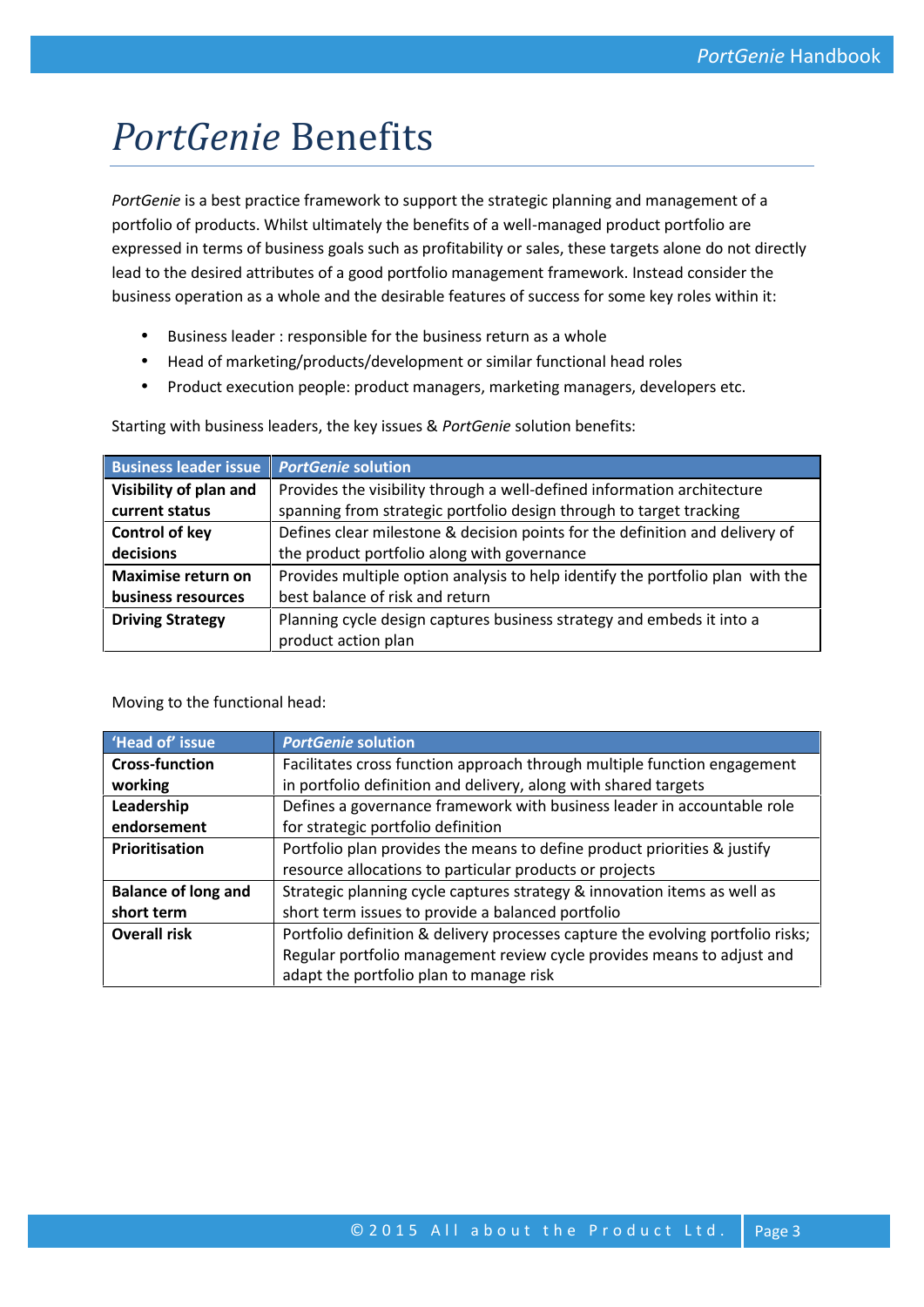# *PortGenie* Benefits

*PortGenie* is a best practice framework to support the strategic planning and management of a portfolio of products. Whilst ultimately the benefits of a well-managed product portfolio are expressed in terms of business goals such as profitability or sales, these targets alone do not directly lead to the desired attributes of a good portfolio management framework. Instead consider the business operation as a whole and the desirable features of success for some key roles within it:

- Business leader : responsible for the business return as a whole
- Head of marketing/products/development or similar functional head roles
- Product execution people: product managers, marketing managers, developers etc.

Starting with business leaders, the key issues & *PortGenie* solution benefits:

| Business leader issue | *PortGenie* solution |
|---|---|
| **Visibility of plan and current status** | Provides the visibility through a well-defined information architecture spanning from strategic portfolio design through to target tracking |
| **Control of key decisions** | Defines clear milestone & decision points for the definition and delivery of the product portfolio along with governance |
| **Maximise return on business resources** | Provides multiple option analysis to help identify the portfolio plan with the best balance of risk and return |
| **Driving Strategy** | Planning cycle design captures business strategy and embeds it into a product action plan |

Moving to the functional head:

| 'Head of' issue | *PortGenie* solution |
|---|---|
| **Cross-function working** | Facilitates cross function approach through multiple function engagement in portfolio definition and delivery, along with shared targets |
| **Leadership endorsement** | Defines a governance framework with business leader in accountable role for strategic portfolio definition |
| **Prioritisation** | Portfolio plan provides the means to define product priorities & justify resource allocations to particular products or projects |
| **Balance of long and short term** | Strategic planning cycle captures strategy & innovation items as well as short term issues to provide a balanced portfolio |
| **Overall risk** | Portfolio definition & delivery processes capture the evolving portfolio risks; Regular portfolio management review cycle provides means to adjust and adapt the portfolio plan to manage risk |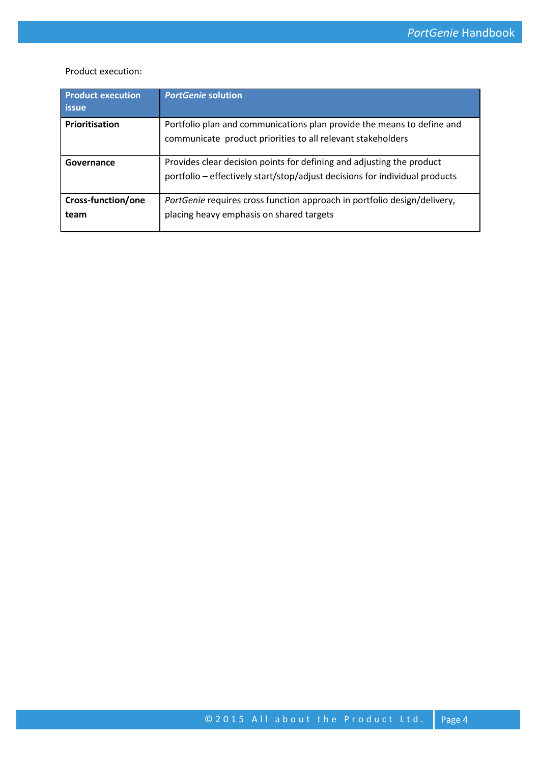Product execution:

| **Product execution issue** | ***PortGenie* solution** |
|---|---|
| **Prioritisation** | Portfolio plan and communications plan provide the means to define and communicate product priorities to all relevant stakeholders |
| **Governance** | Provides clear decision points for defining and adjusting the product portfolio – effectively start/stop/adjust decisions for individual products |
| **Cross-function/one team** | *PortGenie* requires cross function approach in portfolio design/delivery, placing heavy emphasis on shared targets |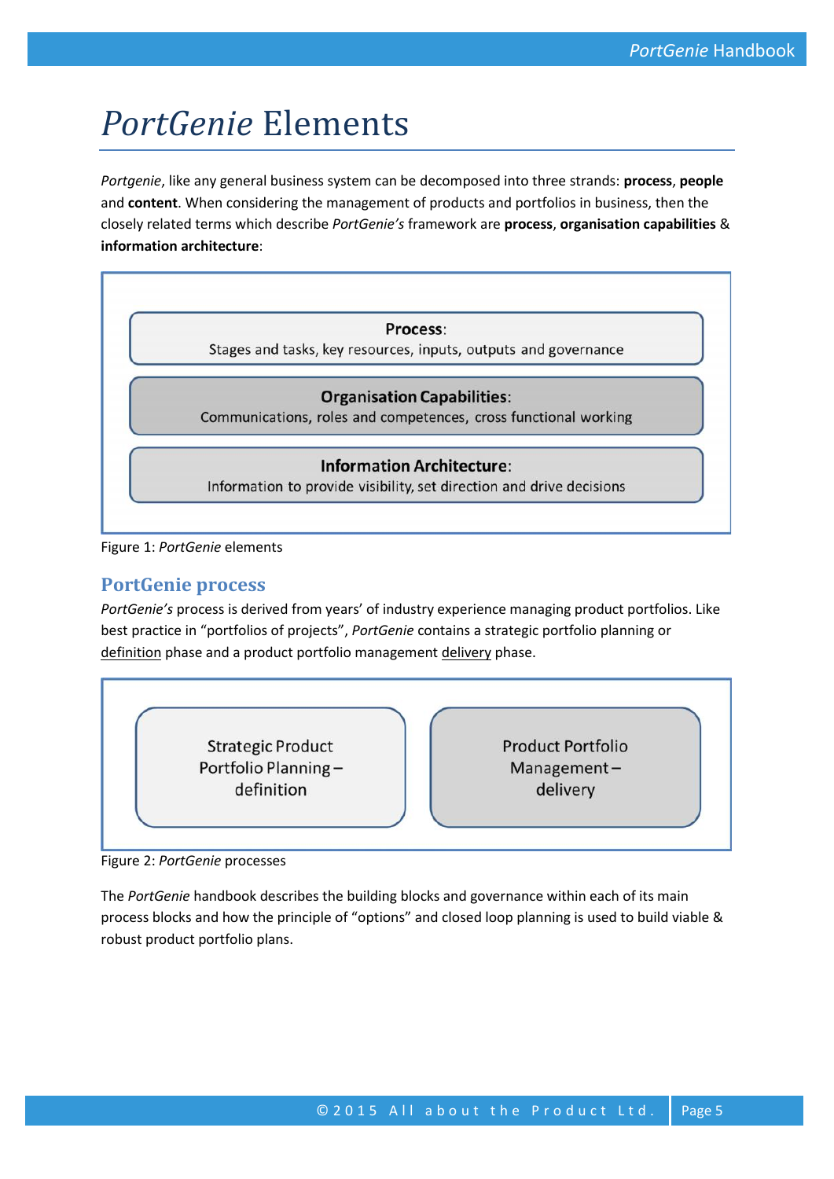# *PortGenie* Elements

*Portgenie*, like any general business system can be decomposed into three strands: **process**, **people** and **content**. When considering the management of products and portfolios in business, then the closely related terms which describe *PortGenie's* framework are **process**, **organisation capabilities** & **information architecture**:

**Process**:
Stages and tasks, key resources, inputs, outputs and governance

**Organisation Capabilities**:
Communications, roles and competences, cross functional working

**Information Architecture**:
Information to provide visibility, set direction and drive decisions

Figure 1: *PortGenie* elements

## PortGenie process

*PortGenie's* process is derived from years' of industry experience managing product portfolios. Like best practice in "portfolios of projects", *PortGenie* contains a strategic portfolio planning or definition phase and a product portfolio management delivery phase.

Strategic Product Portfolio Planning – definition

Product Portfolio Management – delivery

Figure 2: *PortGenie* processes

The *PortGenie* handbook describes the building blocks and governance within each of its main process blocks and how the principle of "options" and closed loop planning is used to build viable & robust product portfolio plans.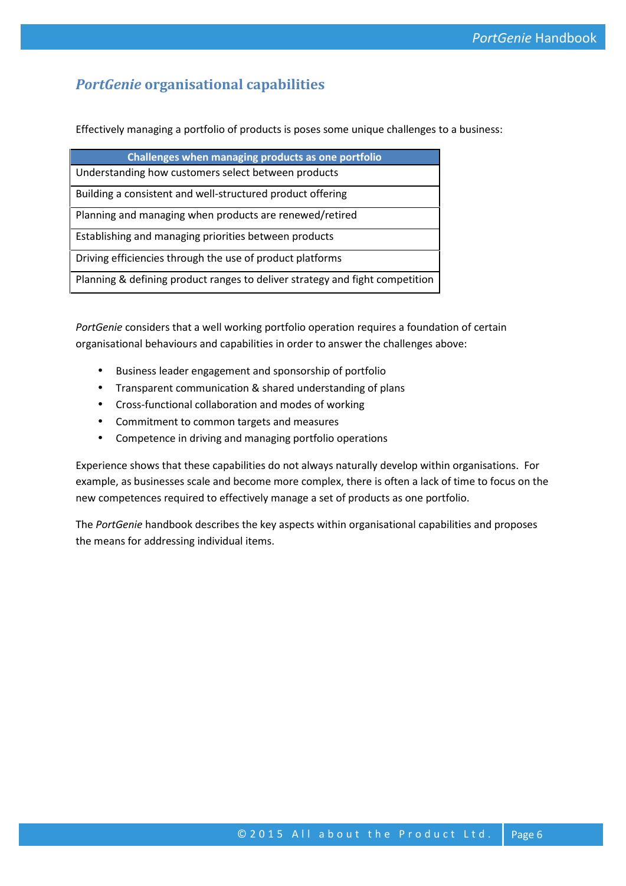## *PortGenie* organisational capabilities

Effectively managing a portfolio of products is poses some unique challenges to a business:

| Challenges when managing products as one portfolio |
|---|
| Understanding how customers select between products |
| Building a consistent and well-structured product offering |
| Planning and managing when products are renewed/retired |
| Establishing and managing priorities between products |
| Driving efficiencies through the use of product platforms |
| Planning & defining product ranges to deliver strategy and fight competition |

*PortGenie* considers that a well working portfolio operation requires a foundation of certain organisational behaviours and capabilities in order to answer the challenges above:

- Business leader engagement and sponsorship of portfolio
- Transparent communication & shared understanding of plans
- Cross-functional collaboration and modes of working
- Commitment to common targets and measures
- Competence in driving and managing portfolio operations

Experience shows that these capabilities do not always naturally develop within organisations. For example, as businesses scale and become more complex, there is often a lack of time to focus on the new competences required to effectively manage a set of products as one portfolio.

The *PortGenie* handbook describes the key aspects within organisational capabilities and proposes the means for addressing individual items.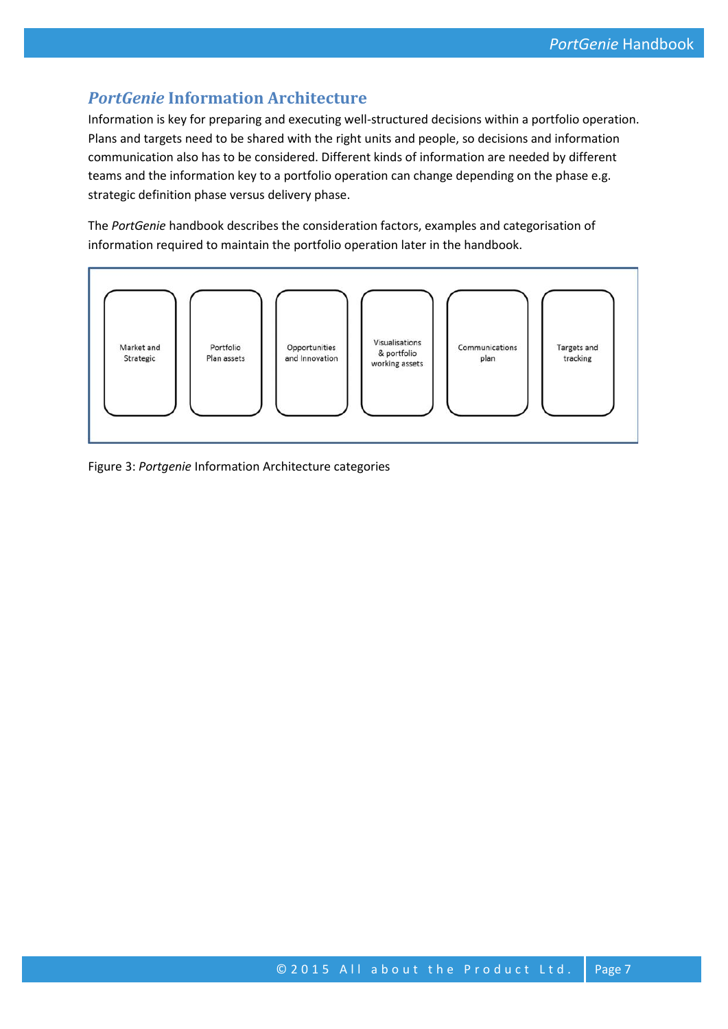## *PortGenie* Information Architecture

Information is key for preparing and executing well-structured decisions within a portfolio operation. Plans and targets need to be shared with the right units and people, so decisions and information communication also has to be considered. Different kinds of information are needed by different teams and the information key to a portfolio operation can change depending on the phase e.g. strategic definition phase versus delivery phase.

The *PortGenie* handbook describes the consideration factors, examples and categorisation of information required to maintain the portfolio operation later in the handbook.

| Market and Strategic | Portfolio Plan assets | Opportunities and Innovation | Visualisations & portfolio working assets | Communications plan | Targets and tracking |
|---|---|---|---|---|---|

Figure 3: *Portgenie* Information Architecture categories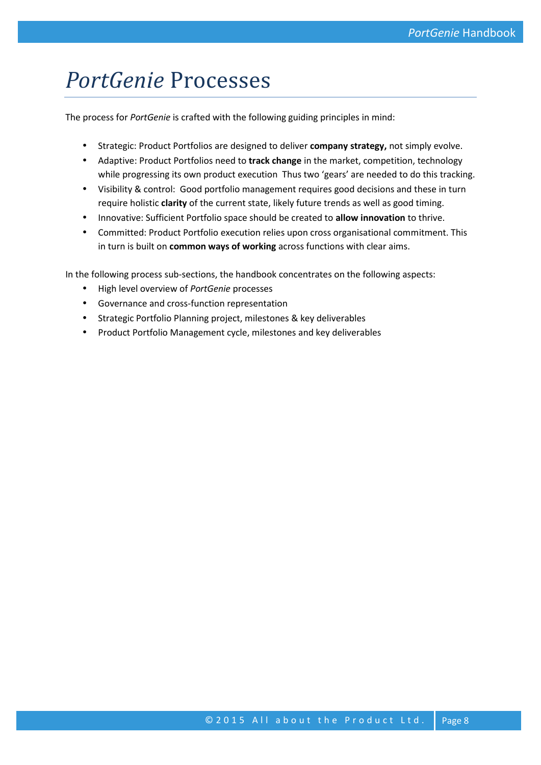# *PortGenie* Processes

The process for *PortGenie* is crafted with the following guiding principles in mind:

- Strategic: Product Portfolios are designed to deliver **company strategy,** not simply evolve.
- Adaptive: Product Portfolios need to **track change** in the market, competition, technology while progressing its own product execution  Thus two 'gears' are needed to do this tracking.
- Visibility & control:  Good portfolio management requires good decisions and these in turn require holistic **clarity** of the current state, likely future trends as well as good timing.
- Innovative: Sufficient Portfolio space should be created to **allow innovation** to thrive.
- Committed: Product Portfolio execution relies upon cross organisational commitment. This in turn is built on **common ways of working** across functions with clear aims.

In the following process sub-sections, the handbook concentrates on the following aspects:

- High level overview of *PortGenie* processes
- Governance and cross-function representation
- Strategic Portfolio Planning project, milestones & key deliverables
- Product Portfolio Management cycle, milestones and key deliverables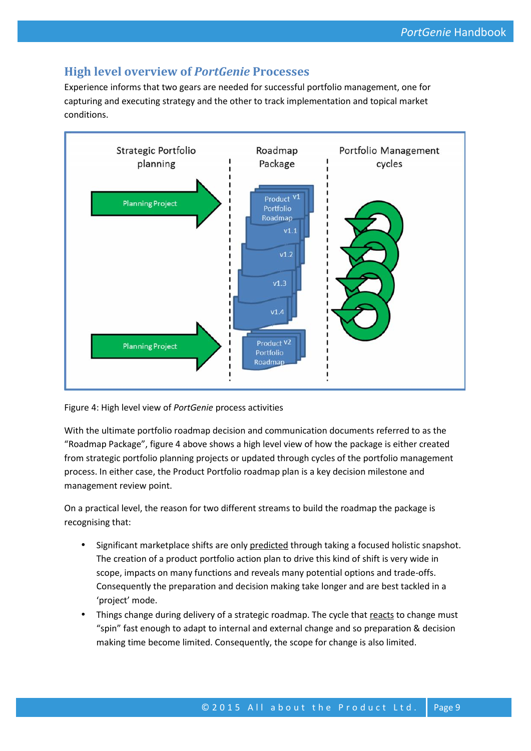## High level overview of *PortGenie* Processes

Experience informs that two gears are needed for successful portfolio management, one for capturing and executing strategy and the other to track implementation and topical market conditions.

Figure 4: High level view of *PortGenie* process activities

With the ultimate portfolio roadmap decision and communication documents referred to as the "Roadmap Package", figure 4 above shows a high level view of how the package is either created from strategic portfolio planning projects or updated through cycles of the portfolio management process. In either case, the Product Portfolio roadmap plan is a key decision milestone and management review point.

On a practical level, the reason for two different streams to build the roadmap the package is recognising that:

- Significant marketplace shifts are only predicted through taking a focused holistic snapshot. The creation of a product portfolio action plan to drive this kind of shift is very wide in scope, impacts on many functions and reveals many potential options and trade-offs. Consequently the preparation and decision making take longer and are best tackled in a 'project' mode.
- Things change during delivery of a strategic roadmap. The cycle that reacts to change must "spin" fast enough to adapt to internal and external change and so preparation & decision making time become limited. Consequently, the scope for change is also limited.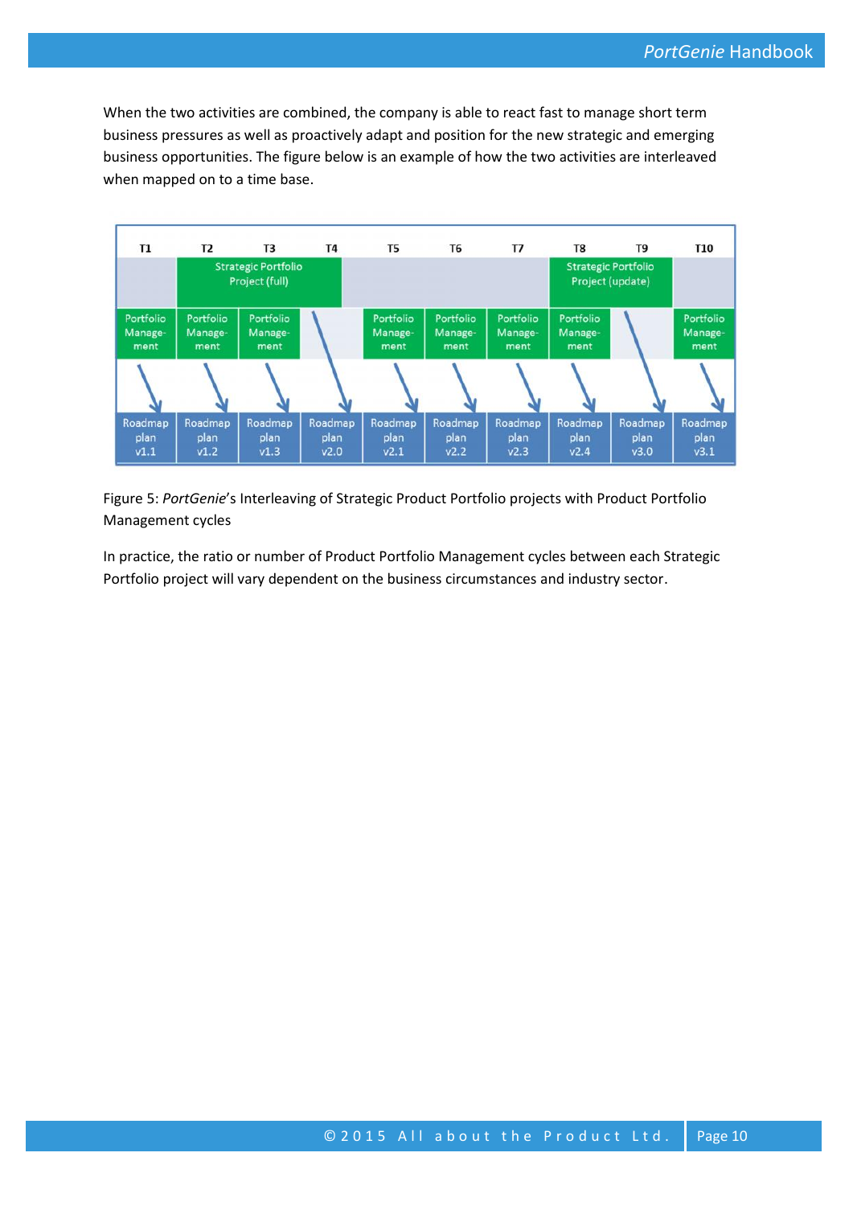When the two activities are combined, the company is able to react fast to manage short term business pressures as well as proactively adapt and position for the new strategic and emerging business opportunities. The figure below is an example of how the two activities are interleaved when mapped on to a time base.

| T1 | T2 | T3 | T4 | T5 | T6 | T7 | T8 | T9 | T10 |
|---|---|---|---|---|---|---|---|---|---|
| | Strategic Portfolio Project (full) | | | | | | Strategic Portfolio Project (update) | | |
| Portfolio Manage-ment | Portfolio Manage-ment | Portfolio Manage-ment | | Portfolio Manage-ment | Portfolio Manage-ment | Portfolio Manage-ment | Portfolio Manage-ment | | Portfolio Manage-ment |
| Roadmap plan v1.1 | Roadmap plan v1.2 | Roadmap plan v1.3 | Roadmap plan v2.0 | Roadmap plan v2.1 | Roadmap plan v2.2 | Roadmap plan v2.3 | Roadmap plan v2.4 | Roadmap plan v3.0 | Roadmap plan v3.1 |

Figure 5: *PortGenie*'s Interleaving of Strategic Product Portfolio projects with Product Portfolio Management cycles

In practice, the ratio or number of Product Portfolio Management cycles between each Strategic Portfolio project will vary dependent on the business circumstances and industry sector.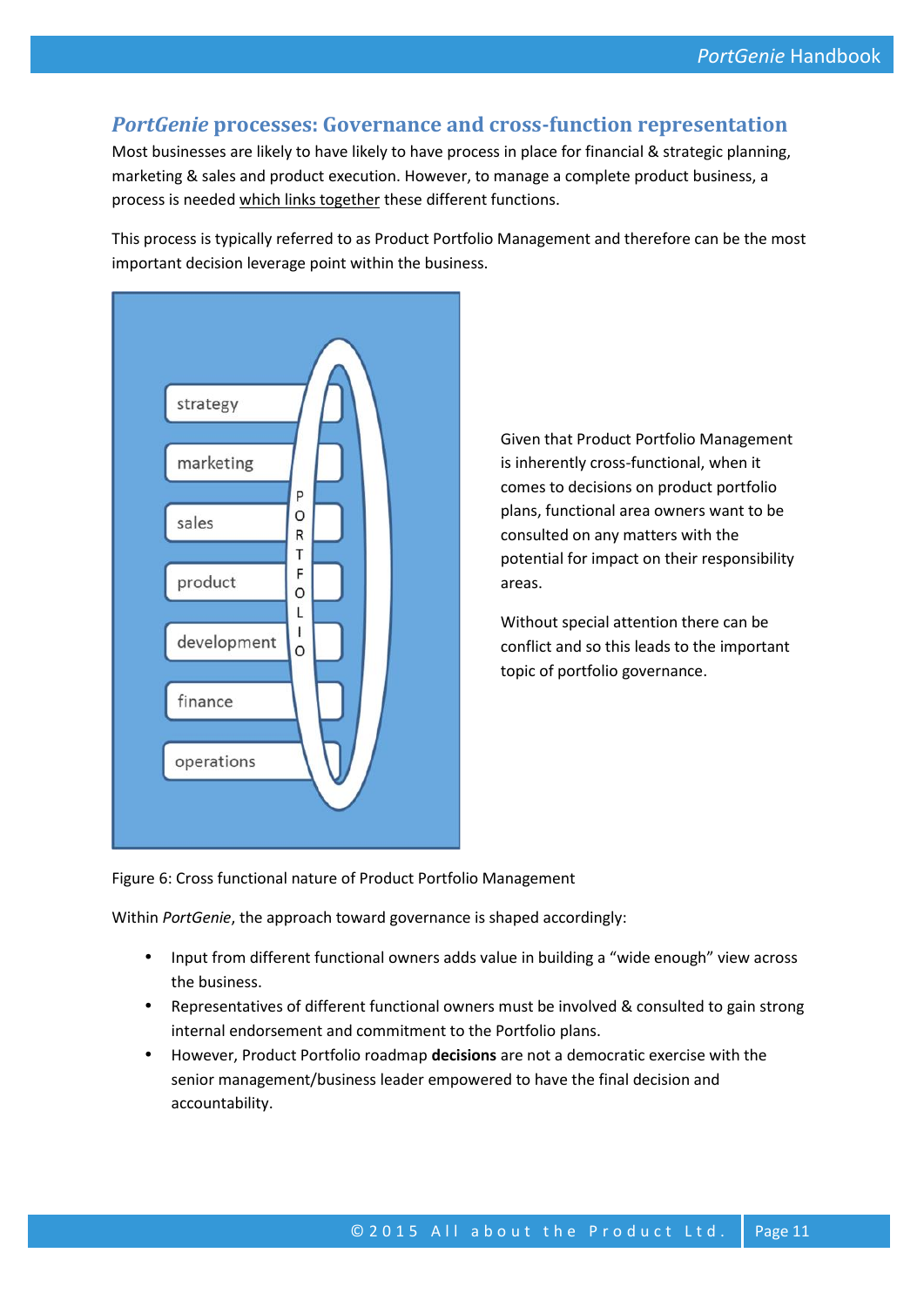## *PortGenie* processes: Governance and cross-function representation

Most businesses are likely to have likely to have process in place for financial & strategic planning, marketing & sales and product execution. However, to manage a complete product business, a process is needed which links together these different functions.

This process is typically referred to as Product Portfolio Management and therefore can be the most important decision leverage point within the business.

Given that Product Portfolio Management is inherently cross-functional, when it comes to decisions on product portfolio plans, functional area owners want to be consulted on any matters with the potential for impact on their responsibility areas.

Without special attention there can be conflict and so this leads to the important topic of portfolio governance.

Figure 6: Cross functional nature of Product Portfolio Management

Within *PortGenie*, the approach toward governance is shaped accordingly:

- Input from different functional owners adds value in building a "wide enough" view across the business.
- Representatives of different functional owners must be involved & consulted to gain strong internal endorsement and commitment to the Portfolio plans.
- However, Product Portfolio roadmap **decisions** are not a democratic exercise with the senior management/business leader empowered to have the final decision and accountability.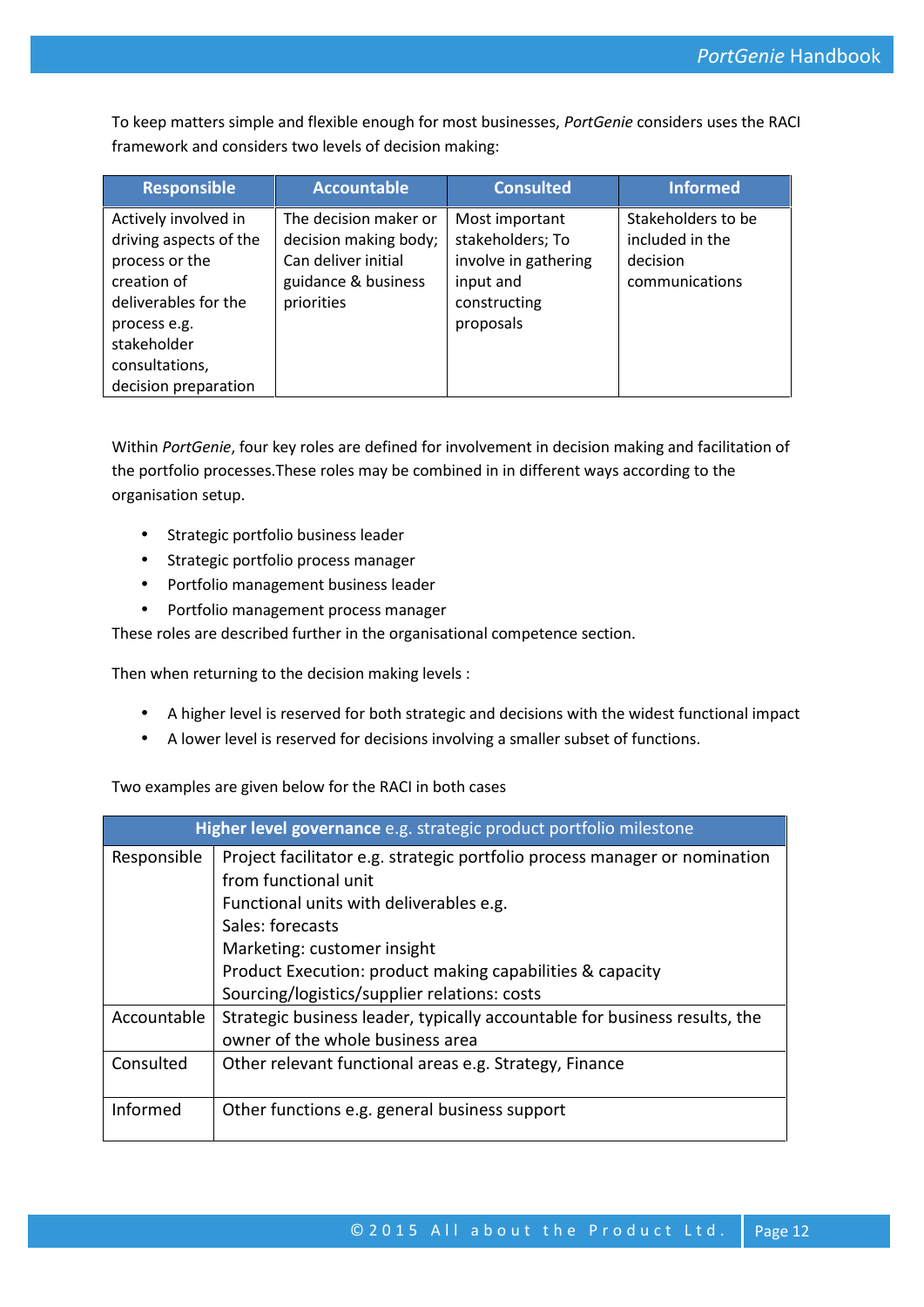To keep matters simple and flexible enough for most businesses, *PortGenie* considers uses the RACI framework and considers two levels of decision making:

| Responsible | Accountable | Consulted | Informed |
|---|---|---|---|
| Actively involved in driving aspects of the process or the creation of deliverables for the process e.g. stakeholder consultations, decision preparation | The decision maker or decision making body; Can deliver initial guidance & business priorities | Most important stakeholders; To involve in gathering input and constructing proposals | Stakeholders to be included in the decision communications |

Within *PortGenie*, four key roles are defined for involvement in decision making and facilitation of the portfolio processes.These roles may be combined in in different ways according to the organisation setup.

- Strategic portfolio business leader
- Strategic portfolio process manager
- Portfolio management business leader
- Portfolio management process manager

These roles are described further in the organisational competence section.

Then when returning to the decision making levels :

- A higher level is reserved for both strategic and decisions with the widest functional impact
- A lower level is reserved for decisions involving a smaller subset of functions.

Two examples are given below for the RACI in both cases

| **Higher level governance** e.g. strategic product portfolio milestone | |
|---|---|
| Responsible | Project facilitator e.g. strategic portfolio process manager or nomination from functional unit<br>Functional units with deliverables e.g.<br>Sales: forecasts<br>Marketing: customer insight<br>Product Execution: product making capabilities & capacity<br>Sourcing/logistics/supplier relations: costs |
| Accountable | Strategic business leader, typically accountable for business results, the owner of the whole business area |
| Consulted | Other relevant functional areas e.g. Strategy, Finance |
| Informed | Other functions e.g. general business support |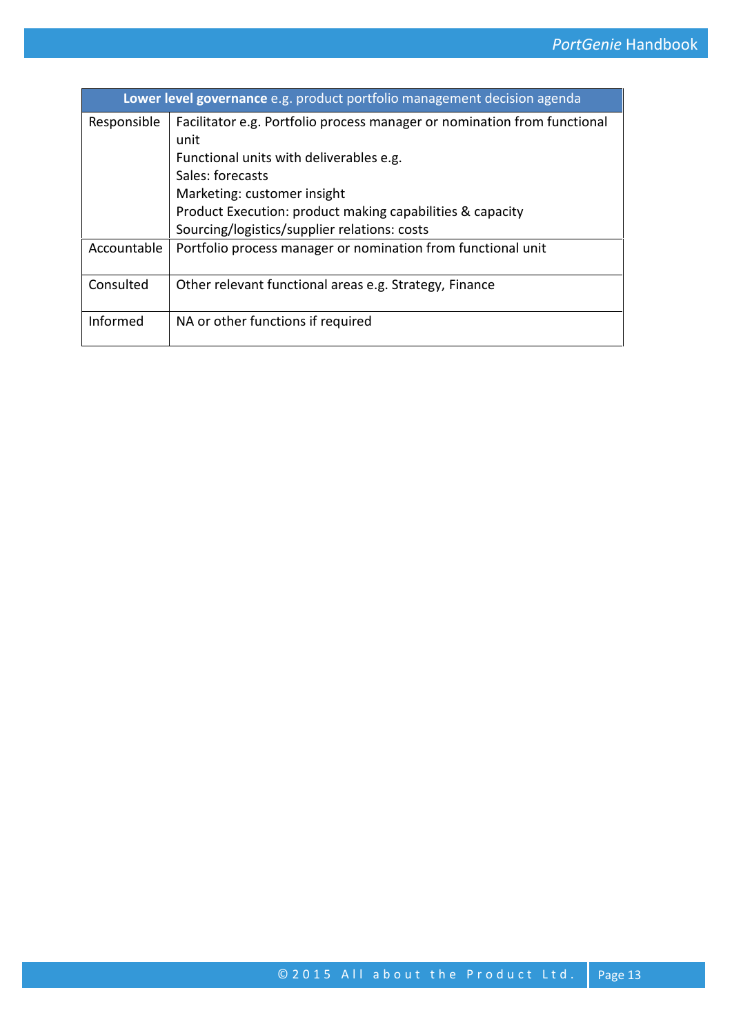| **Lower level governance** e.g. product portfolio management decision agenda | |
|---|---|
| Responsible | Facilitator e.g. Portfolio process manager or nomination from functional unit<br>Functional units with deliverables e.g.<br>Sales: forecasts<br>Marketing: customer insight<br>Product Execution: product making capabilities & capacity<br>Sourcing/logistics/supplier relations: costs |
| Accountable | Portfolio process manager or nomination from functional unit |
| Consulted | Other relevant functional areas e.g. Strategy, Finance |
| Informed | NA or other functions if required |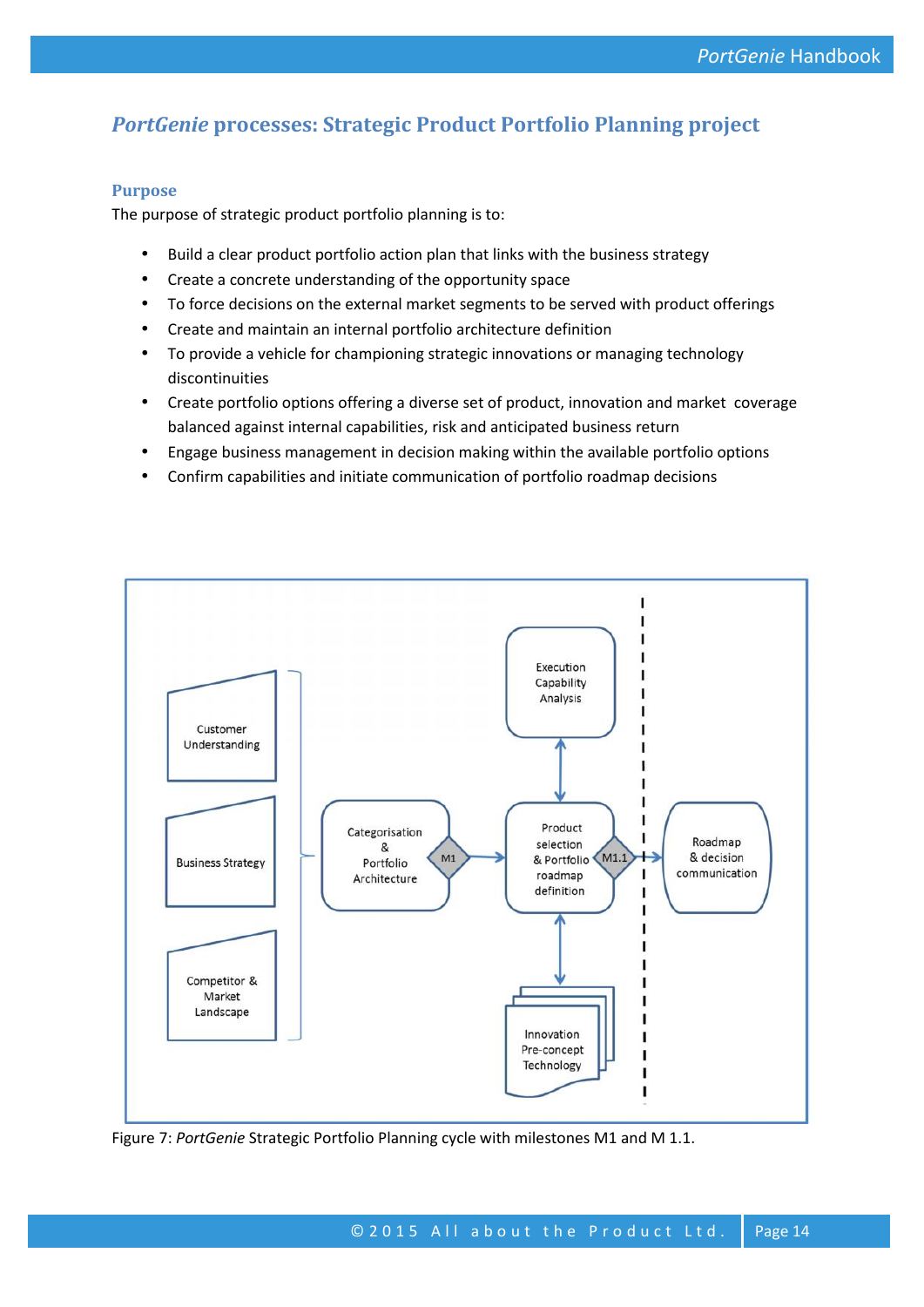# *PortGenie* processes: Strategic Product Portfolio Planning project

## Purpose

The purpose of strategic product portfolio planning is to:

- Build a clear product portfolio action plan that links with the business strategy
- Create a concrete understanding of the opportunity space
- To force decisions on the external market segments to be served with product offerings
- Create and maintain an internal portfolio architecture definition
- To provide a vehicle for championing strategic innovations or managing technology discontinuities
- Create portfolio options offering a diverse set of product, innovation and market coverage balanced against internal capabilities, risk and anticipated business return
- Engage business management in decision making within the available portfolio options
- Confirm capabilities and initiate communication of portfolio roadmap decisions

Figure 7: *PortGenie* Strategic Portfolio Planning cycle with milestones M1 and M 1.1.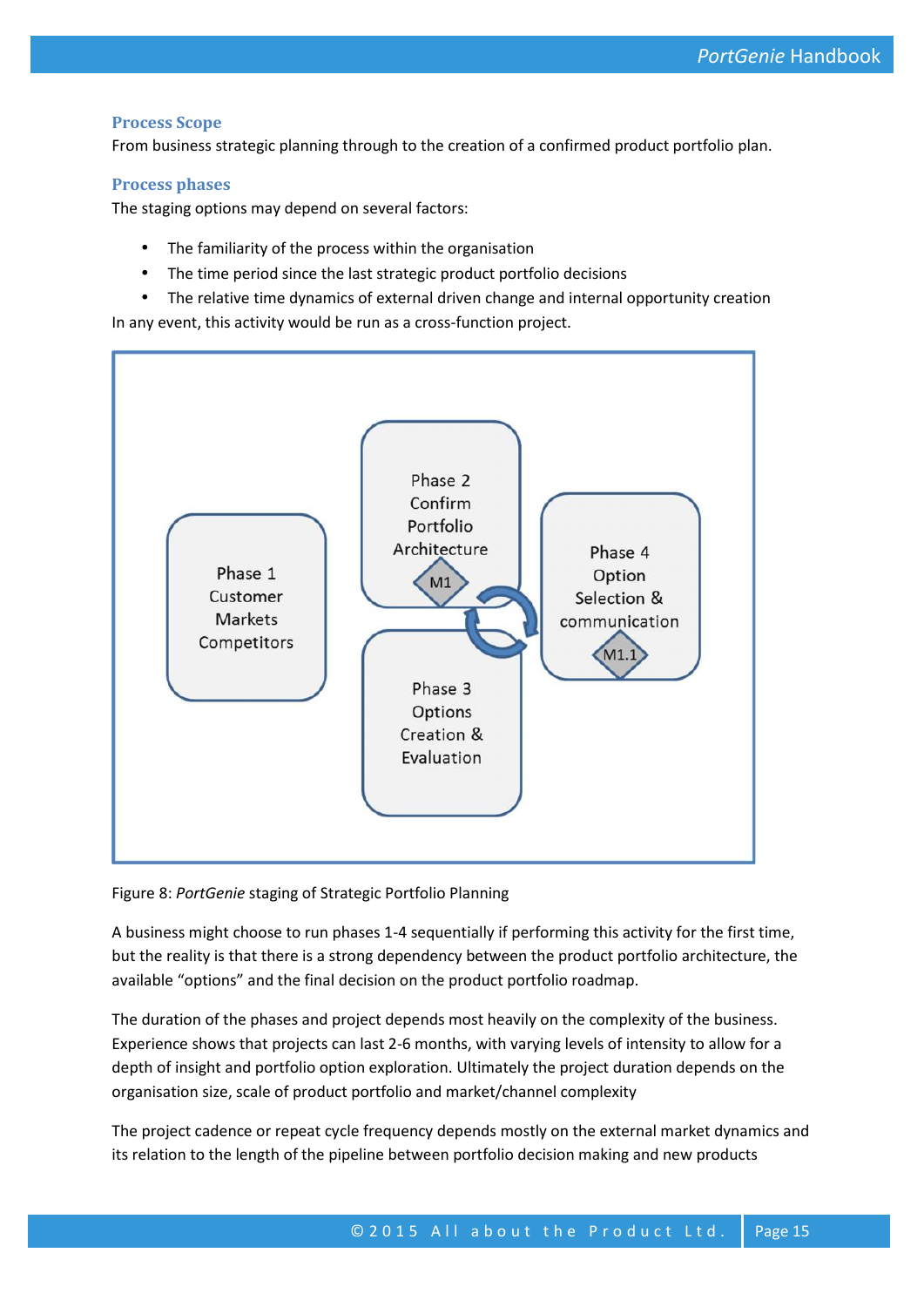### Process Scope

From business strategic planning through to the creation of a confirmed product portfolio plan.

### Process phases

The staging options may depend on several factors:

- The familiarity of the process within the organisation
- The time period since the last strategic product portfolio decisions
- The relative time dynamics of external driven change and internal opportunity creation

In any event, this activity would be run as a cross-function project.

Phase 1 Customer Markets Competitors

Phase 2 Confirm Portfolio Architecture

M1

Phase 3 Options Creation & Evaluation

Phase 4 Option Selection & communication

M1.1

Figure 8: *PortGenie* staging of Strategic Portfolio Planning

A business might choose to run phases 1-4 sequentially if performing this activity for the first time, but the reality is that there is a strong dependency between the product portfolio architecture, the available "options" and the final decision on the product portfolio roadmap.

The duration of the phases and project depends most heavily on the complexity of the business. Experience shows that projects can last 2-6 months, with varying levels of intensity to allow for a depth of insight and portfolio option exploration. Ultimately the project duration depends on the organisation size, scale of product portfolio and market/channel complexity

The project cadence or repeat cycle frequency depends mostly on the external market dynamics and its relation to the length of the pipeline between portfolio decision making and new products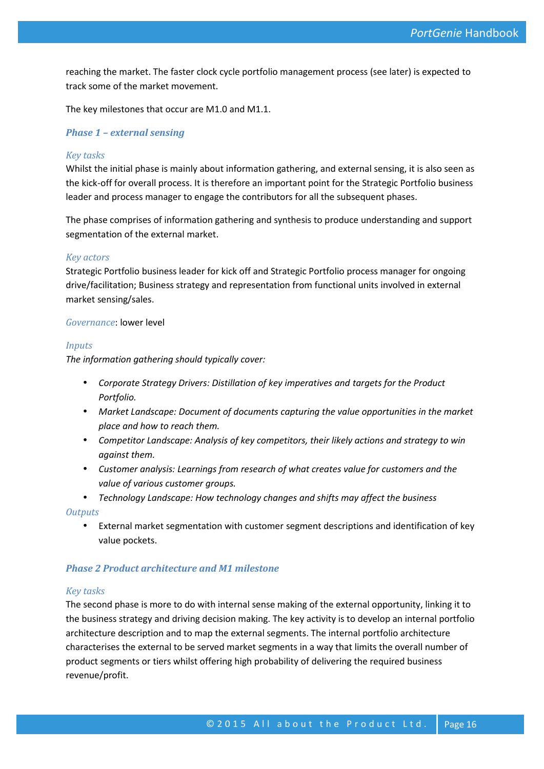reaching the market. The faster clock cycle portfolio management process (see later) is expected to track some of the market movement.

The key milestones that occur are M1.0 and M1.1.

### *Phase 1 – external sensing*

*Key tasks*

Whilst the initial phase is mainly about information gathering, and external sensing, it is also seen as the kick-off for overall process. It is therefore an important point for the Strategic Portfolio business leader and process manager to engage the contributors for all the subsequent phases.

The phase comprises of information gathering and synthesis to produce understanding and support segmentation of the external market.

*Key actors*

Strategic Portfolio business leader for kick off and Strategic Portfolio process manager for ongoing drive/facilitation; Business strategy and representation from functional units involved in external market sensing/sales.

*Governance*: lower level

*Inputs*

*The information gathering should typically cover:*

- *Corporate Strategy Drivers: Distillation of key imperatives and targets for the Product Portfolio.*
- *Market Landscape: Document of documents capturing the value opportunities in the market place and how to reach them.*
- *Competitor Landscape: Analysis of key competitors, their likely actions and strategy to win against them.*
- *Customer analysis: Learnings from research of what creates value for customers and the value of various customer groups.*
- *Technology Landscape: How technology changes and shifts may affect the business*

*Outputs*

- External market segmentation with customer segment descriptions and identification of key value pockets.

### *Phase 2 Product architecture and M1 milestone*

*Key tasks*

The second phase is more to do with internal sense making of the external opportunity, linking it to the business strategy and driving decision making. The key activity is to develop an internal portfolio architecture description and to map the external segments. The internal portfolio architecture characterises the external to be served market segments in a way that limits the overall number of product segments or tiers whilst offering high probability of delivering the required business revenue/profit.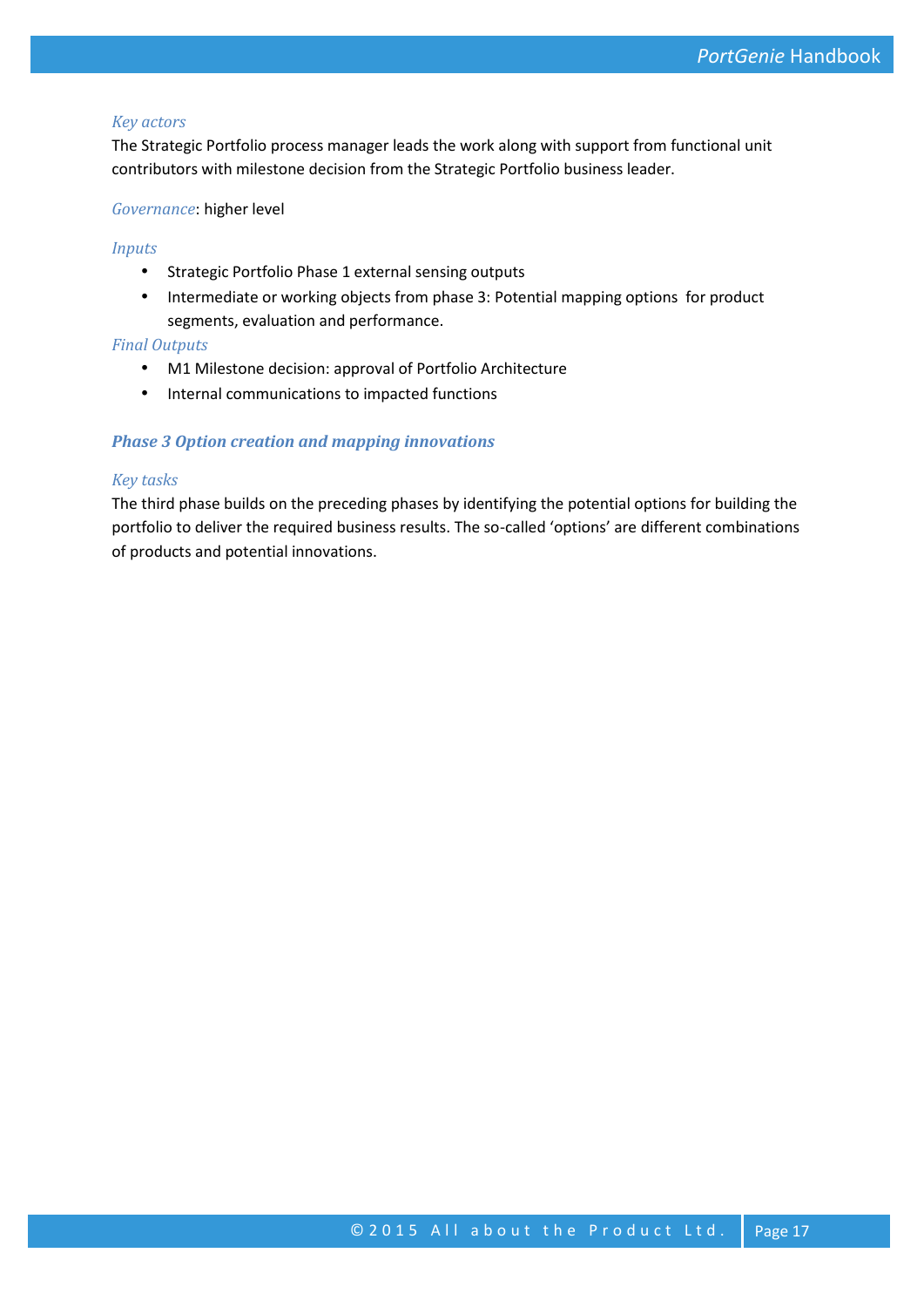*Key actors*

The Strategic Portfolio process manager leads the work along with support from functional unit contributors with milestone decision from the Strategic Portfolio business leader.

*Governance*: higher level

*Inputs*

- Strategic Portfolio Phase 1 external sensing outputs
- Intermediate or working objects from phase 3: Potential mapping options  for product segments, evaluation and performance.

*Final Outputs*

- M1 Milestone decision: approval of Portfolio Architecture
- Internal communications to impacted functions

### *Phase 3 Option creation and mapping innovations*

*Key tasks*

The third phase builds on the preceding phases by identifying the potential options for building the portfolio to deliver the required business results. The so-called 'options' are different combinations of products and potential innovations.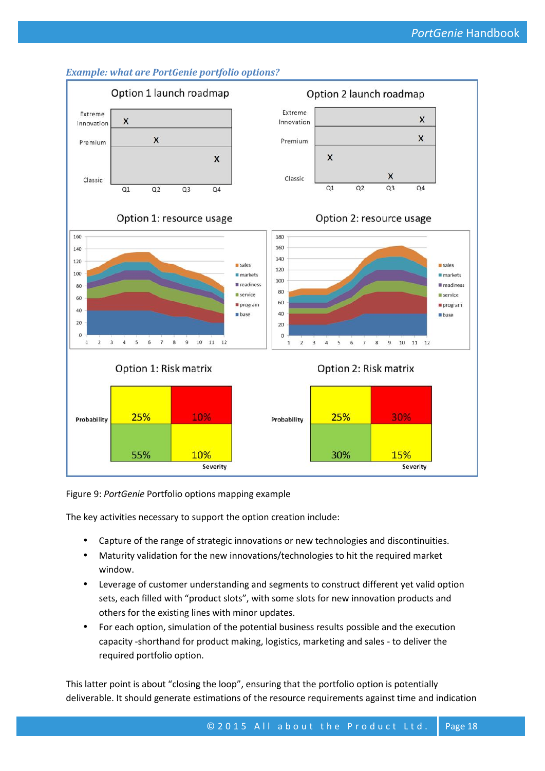***Example: what are PortGenie portfolio options?***

Figure 9: *PortGenie* Portfolio options mapping example

The key activities necessary to support the option creation include:

- Capture of the range of strategic innovations or new technologies and discontinuities.
- Maturity validation for the new innovations/technologies to hit the required market window.
- Leverage of customer understanding and segments to construct different yet valid option sets, each filled with "product slots", with some slots for new innovation products and others for the existing lines with minor updates.
- For each option, simulation of the potential business results possible and the execution capacity -shorthand for product making, logistics, marketing and sales - to deliver the required portfolio option.

This latter point is about "closing the loop", ensuring that the portfolio option is potentially deliverable. It should generate estimations of the resource requirements against time and indication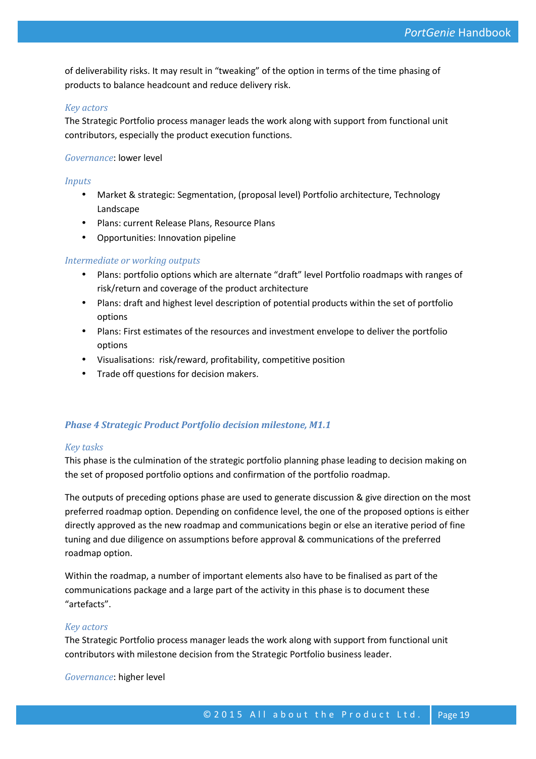of deliverability risks. It may result in “tweaking” of the option in terms of the time phasing of products to balance headcount and reduce delivery risk.

*Key actors*

The Strategic Portfolio process manager leads the work along with support from functional unit contributors, especially the product execution functions.

*Governance*: lower level

*Inputs*

- Market & strategic: Segmentation, (proposal level) Portfolio architecture, Technology Landscape
- Plans: current Release Plans, Resource Plans
- Opportunities: Innovation pipeline

*Intermediate or working outputs*

- Plans: portfolio options which are alternate “draft” level Portfolio roadmaps with ranges of risk/return and coverage of the product architecture
- Plans: draft and highest level description of potential products within the set of portfolio options
- Plans: First estimates of the resources and investment envelope to deliver the portfolio options
- Visualisations: risk/reward, profitability, competitive position
- Trade off questions for decision makers.

### *Phase 4 Strategic Product Portfolio decision milestone, M1.1*

*Key tasks*

This phase is the culmination of the strategic portfolio planning phase leading to decision making on the set of proposed portfolio options and confirmation of the portfolio roadmap.

The outputs of preceding options phase are used to generate discussion & give direction on the most preferred roadmap option. Depending on confidence level, the one of the proposed options is either directly approved as the new roadmap and communications begin or else an iterative period of fine tuning and due diligence on assumptions before approval & communications of the preferred roadmap option.

Within the roadmap, a number of important elements also have to be finalised as part of the communications package and a large part of the activity in this phase is to document these “artefacts”.

*Key actors*

The Strategic Portfolio process manager leads the work along with support from functional unit contributors with milestone decision from the Strategic Portfolio business leader.

*Governance*: higher level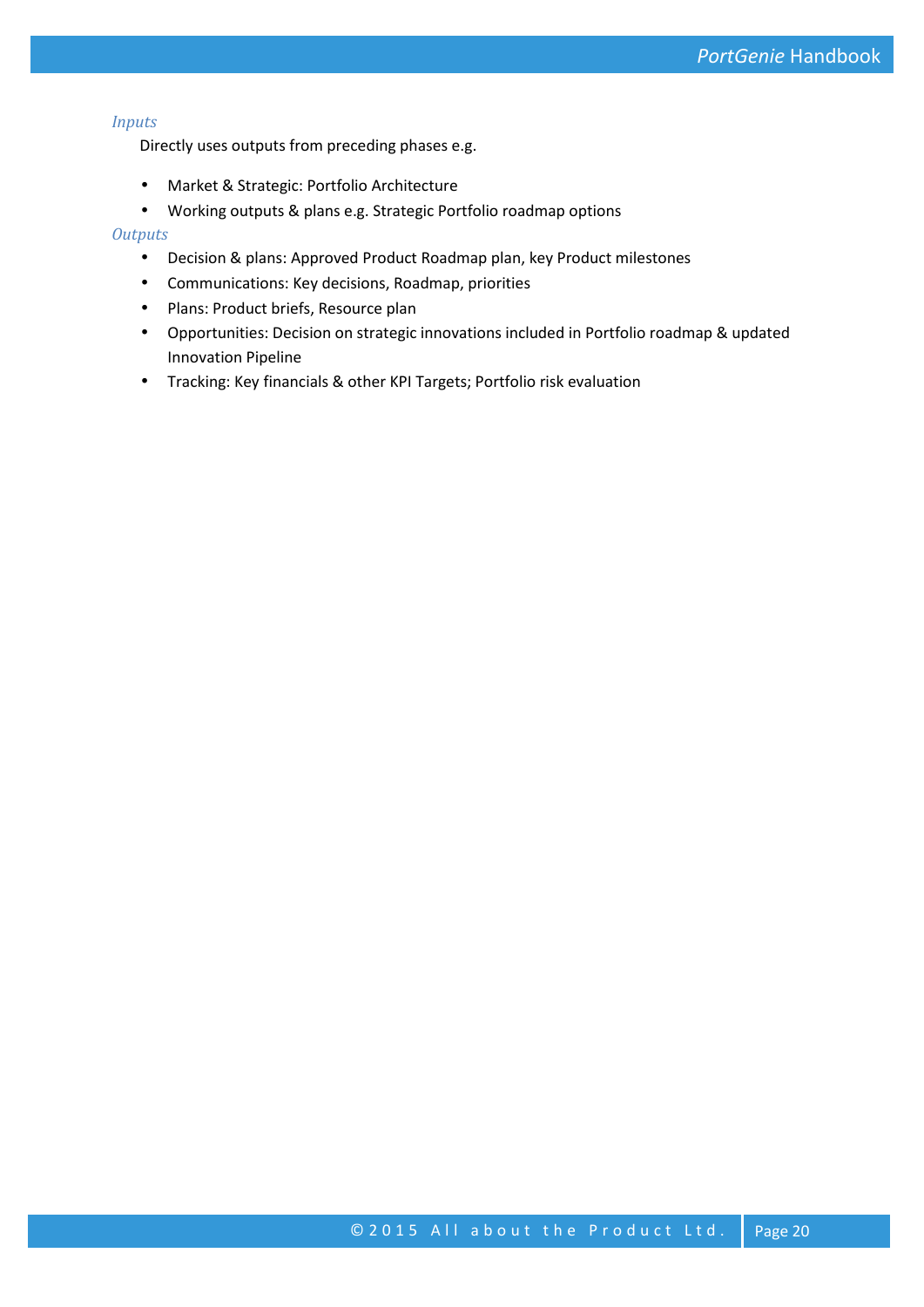*Inputs*

Directly uses outputs from preceding phases e.g.

- Market & Strategic: Portfolio Architecture
- Working outputs & plans e.g. Strategic Portfolio roadmap options

*Outputs*

- Decision & plans: Approved Product Roadmap plan, key Product milestones
- Communications: Key decisions, Roadmap, priorities
- Plans: Product briefs, Resource plan
- Opportunities: Decision on strategic innovations included in Portfolio roadmap & updated Innovation Pipeline
- Tracking: Key financials & other KPI Targets; Portfolio risk evaluation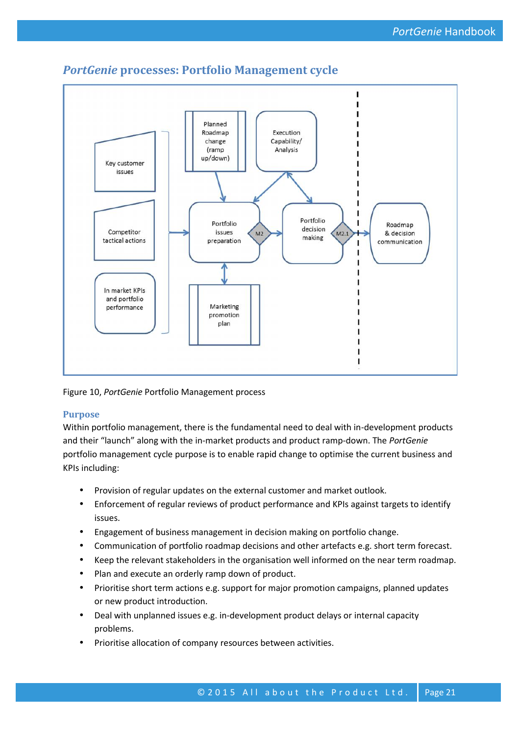## *PortGenie* processes: Portfolio Management cycle

Figure 10, *PortGenie* Portfolio Management process

### Purpose

Within portfolio management, there is the fundamental need to deal with in-development products and their "launch" along with the in-market products and product ramp-down. The *PortGenie* portfolio management cycle purpose is to enable rapid change to optimise the current business and KPIs including:

- Provision of regular updates on the external customer and market outlook.
- Enforcement of regular reviews of product performance and KPIs against targets to identify issues.
- Engagement of business management in decision making on portfolio change.
- Communication of portfolio roadmap decisions and other artefacts e.g. short term forecast.
- Keep the relevant stakeholders in the organisation well informed on the near term roadmap.
- Plan and execute an orderly ramp down of product.
- Prioritise short term actions e.g. support for major promotion campaigns, planned updates or new product introduction.
- Deal with unplanned issues e.g. in-development product delays or internal capacity problems.
- Prioritise allocation of company resources between activities.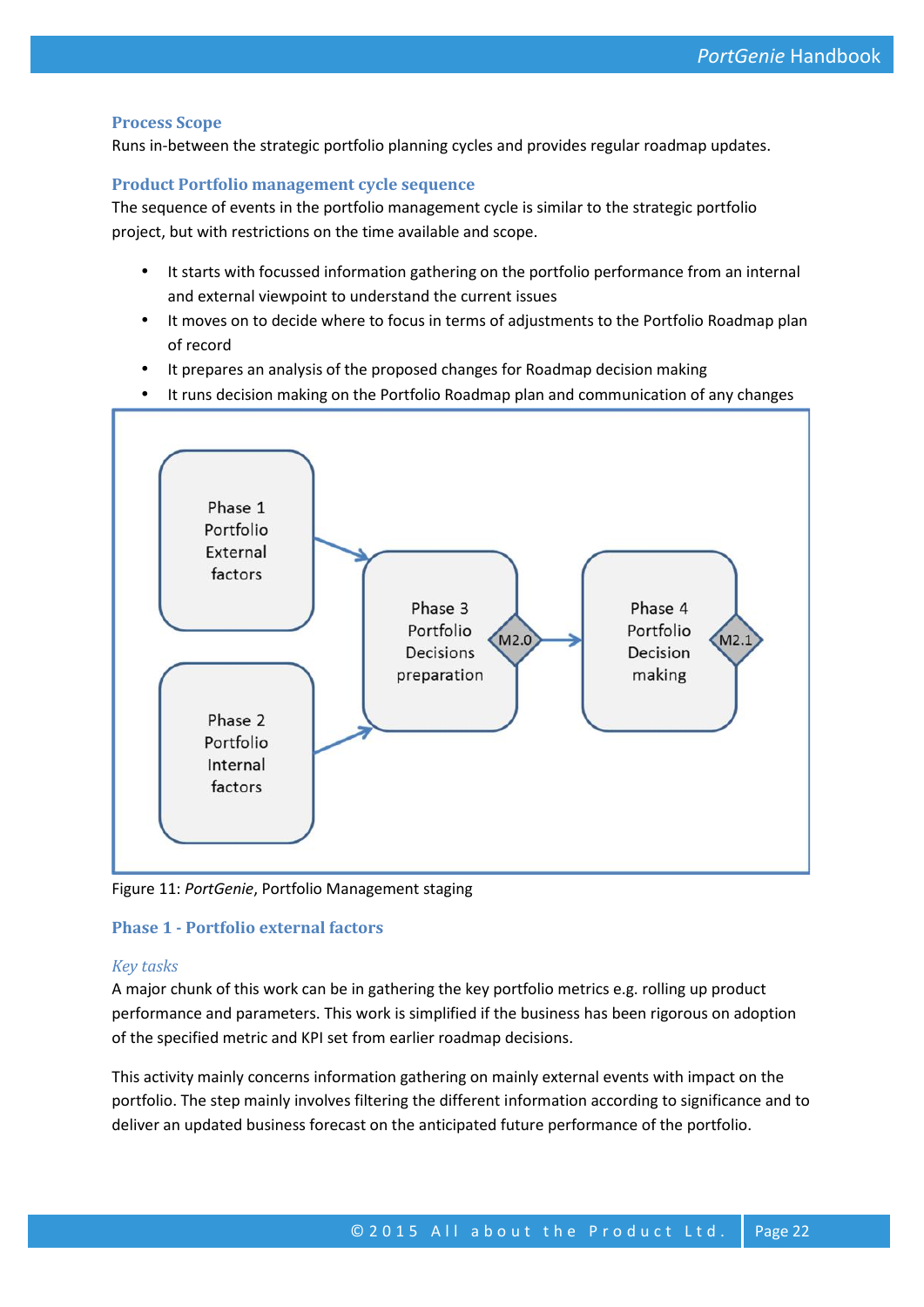### Process Scope

Runs in-between the strategic portfolio planning cycles and provides regular roadmap updates.

### Product Portfolio management cycle sequence

The sequence of events in the portfolio management cycle is similar to the strategic portfolio project, but with restrictions on the time available and scope.

- It starts with focussed information gathering on the portfolio performance from an internal and external viewpoint to understand the current issues
- It moves on to decide where to focus in terms of adjustments to the Portfolio Roadmap plan of record
- It prepares an analysis of the proposed changes for Roadmap decision making
- It runs decision making on the Portfolio Roadmap plan and communication of any changes

Phase 1 Portfolio External factors

Phase 2 Portfolio Internal factors

Phase 3 Portfolio Decisions preparation

M2.0

Phase 4 Portfolio Decision making

M2.1

Figure 11: *PortGenie*, Portfolio Management staging

### Phase 1 - Portfolio external factors

#### *Key tasks*

A major chunk of this work can be in gathering the key portfolio metrics e.g. rolling up product performance and parameters. This work is simplified if the business has been rigorous on adoption of the specified metric and KPI set from earlier roadmap decisions.

This activity mainly concerns information gathering on mainly external events with impact on the portfolio. The step mainly involves filtering the different information according to significance and to deliver an updated business forecast on the anticipated future performance of the portfolio.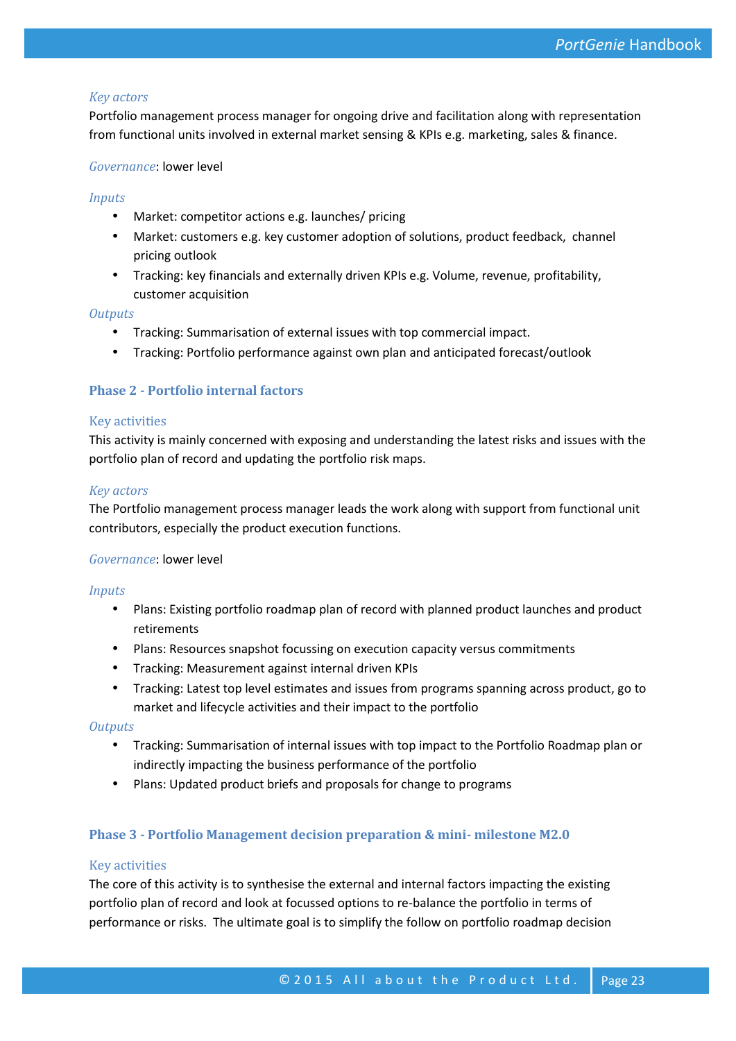*Key actors*

Portfolio management process manager for ongoing drive and facilitation along with representation from functional units involved in external market sensing & KPIs e.g. marketing, sales & finance.

*Governance*: lower level

*Inputs*

- Market: competitor actions e.g. launches/ pricing
- Market: customers e.g. key customer adoption of solutions, product feedback, channel pricing outlook
- Tracking: key financials and externally driven KPIs e.g. Volume, revenue, profitability, customer acquisition

*Outputs*

- Tracking: Summarisation of external issues with top commercial impact.
- Tracking: Portfolio performance against own plan and anticipated forecast/outlook

### Phase 2 - Portfolio internal factors

Key activities

This activity is mainly concerned with exposing and understanding the latest risks and issues with the portfolio plan of record and updating the portfolio risk maps.

*Key actors*

The Portfolio management process manager leads the work along with support from functional unit contributors, especially the product execution functions.

*Governance*: lower level

*Inputs*

- Plans: Existing portfolio roadmap plan of record with planned product launches and product retirements
- Plans: Resources snapshot focussing on execution capacity versus commitments
- Tracking: Measurement against internal driven KPIs
- Tracking: Latest top level estimates and issues from programs spanning across product, go to market and lifecycle activities and their impact to the portfolio

*Outputs*

- Tracking: Summarisation of internal issues with top impact to the Portfolio Roadmap plan or indirectly impacting the business performance of the portfolio
- Plans: Updated product briefs and proposals for change to programs

### Phase 3 - Portfolio Management decision preparation & mini- milestone M2.0

Key activities

The core of this activity is to synthesise the external and internal factors impacting the existing portfolio plan of record and look at focussed options to re-balance the portfolio in terms of performance or risks. The ultimate goal is to simplify the follow on portfolio roadmap decision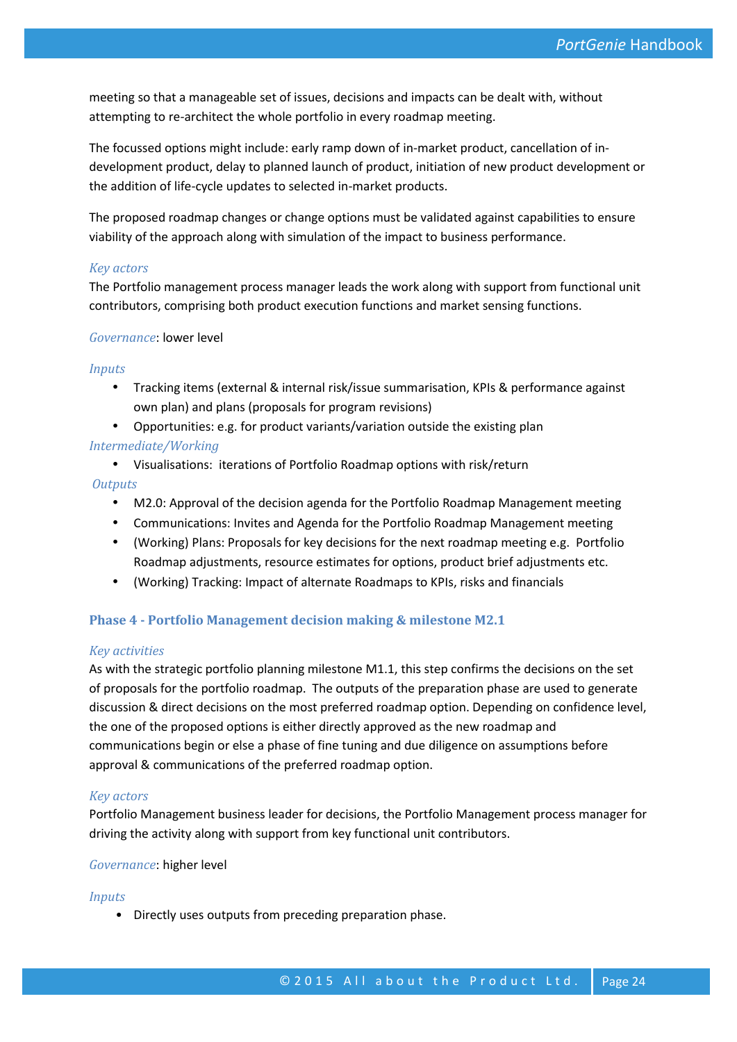meeting so that a manageable set of issues, decisions and impacts can be dealt with, without attempting to re-architect the whole portfolio in every roadmap meeting.

The focussed options might include: early ramp down of in-market product, cancellation of in-development product, delay to planned launch of product, initiation of new product development or the addition of life-cycle updates to selected in-market products.

The proposed roadmap changes or change options must be validated against capabilities to ensure viability of the approach along with simulation of the impact to business performance.

*Key actors*

The Portfolio management process manager leads the work along with support from functional unit contributors, comprising both product execution functions and market sensing functions.

*Governance*: lower level

*Inputs*

- Tracking items (external & internal risk/issue summarisation, KPIs & performance against own plan) and plans (proposals for program revisions)
- Opportunities: e.g. for product variants/variation outside the existing plan

*Intermediate/Working*

- Visualisations: iterations of Portfolio Roadmap options with risk/return

*Outputs*

- M2.0: Approval of the decision agenda for the Portfolio Roadmap Management meeting
- Communications: Invites and Agenda for the Portfolio Roadmap Management meeting
- (Working) Plans: Proposals for key decisions for the next roadmap meeting e.g. Portfolio Roadmap adjustments, resource estimates for options, product brief adjustments etc.
- (Working) Tracking: Impact of alternate Roadmaps to KPIs, risks and financials

### Phase 4 - Portfolio Management decision making & milestone M2.1

*Key activities*

As with the strategic portfolio planning milestone M1.1, this step confirms the decisions on the set of proposals for the portfolio roadmap. The outputs of the preparation phase are used to generate discussion & direct decisions on the most preferred roadmap option. Depending on confidence level, the one of the proposed options is either directly approved as the new roadmap and communications begin or else a phase of fine tuning and due diligence on assumptions before approval & communications of the preferred roadmap option.

*Key actors*

Portfolio Management business leader for decisions, the Portfolio Management process manager for driving the activity along with support from key functional unit contributors.

*Governance*: higher level

*Inputs*

- Directly uses outputs from preceding preparation phase.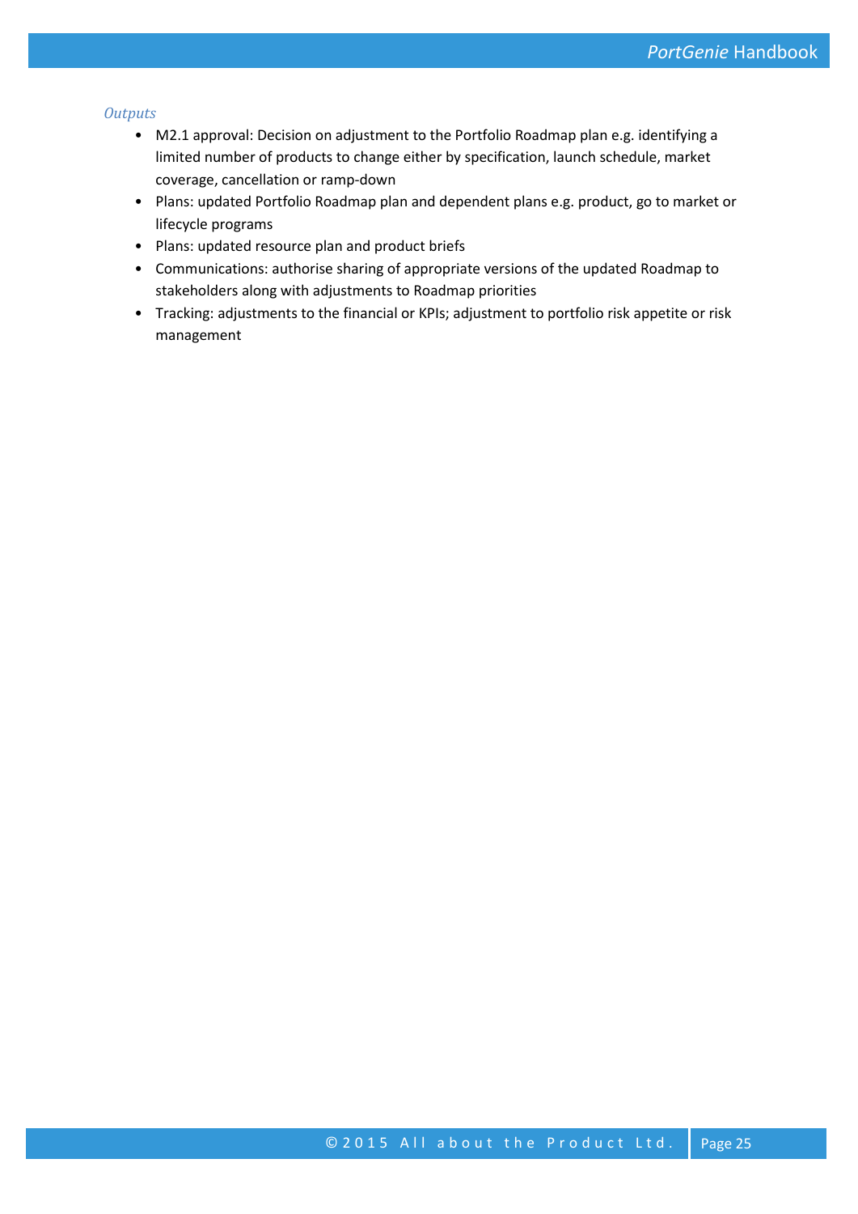*Outputs*

- M2.1 approval: Decision on adjustment to the Portfolio Roadmap plan e.g. identifying a limited number of products to change either by specification, launch schedule, market coverage, cancellation or ramp-down
- Plans: updated Portfolio Roadmap plan and dependent plans e.g. product, go to market or lifecycle programs
- Plans: updated resource plan and product briefs
- Communications: authorise sharing of appropriate versions of the updated Roadmap to stakeholders along with adjustments to Roadmap priorities
- Tracking: adjustments to the financial or KPIs; adjustment to portfolio risk appetite or risk management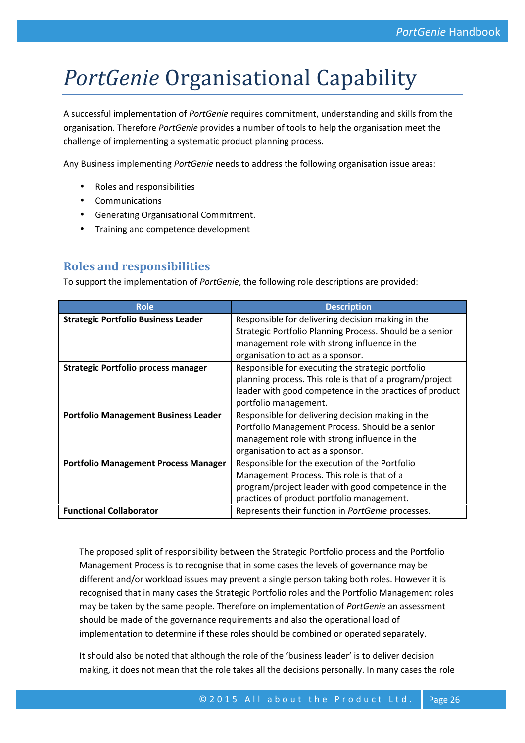# *PortGenie* Organisational Capability

A successful implementation of *PortGenie* requires commitment, understanding and skills from the organisation. Therefore *PortGenie* provides a number of tools to help the organisation meet the challenge of implementing a systematic product planning process.

Any Business implementing *PortGenie* needs to address the following organisation issue areas:

- Roles and responsibilities
- Communications
- Generating Organisational Commitment.
- Training and competence development

## Roles and responsibilities

To support the implementation of *PortGenie*, the following role descriptions are provided:

| Role | Description |
|---|---|
| **Strategic Portfolio Business Leader** | Responsible for delivering decision making in the Strategic Portfolio Planning Process. Should be a senior management role with strong influence in the organisation to act as a sponsor. |
| **Strategic Portfolio process manager** | Responsible for executing the strategic portfolio planning process. This role is that of a program/project leader with good competence in the practices of product portfolio management. |
| **Portfolio Management Business Leader** | Responsible for delivering decision making in the Portfolio Management Process. Should be a senior management role with strong influence in the organisation to act as a sponsor. |
| **Portfolio Management Process Manager** | Responsible for the execution of the Portfolio Management Process. This role is that of a program/project leader with good competence in the practices of product portfolio management. |
| **Functional Collaborator** | Represents their function in *PortGenie* processes. |

The proposed split of responsibility between the Strategic Portfolio process and the Portfolio Management Process is to recognise that in some cases the levels of governance may be different and/or workload issues may prevent a single person taking both roles. However it is recognised that in many cases the Strategic Portfolio roles and the Portfolio Management roles may be taken by the same people. Therefore on implementation of *PortGenie* an assessment should be made of the governance requirements and also the operational load of implementation to determine if these roles should be combined or operated separately.

It should also be noted that although the role of the 'business leader' is to deliver decision making, it does not mean that the role takes all the decisions personally. In many cases the role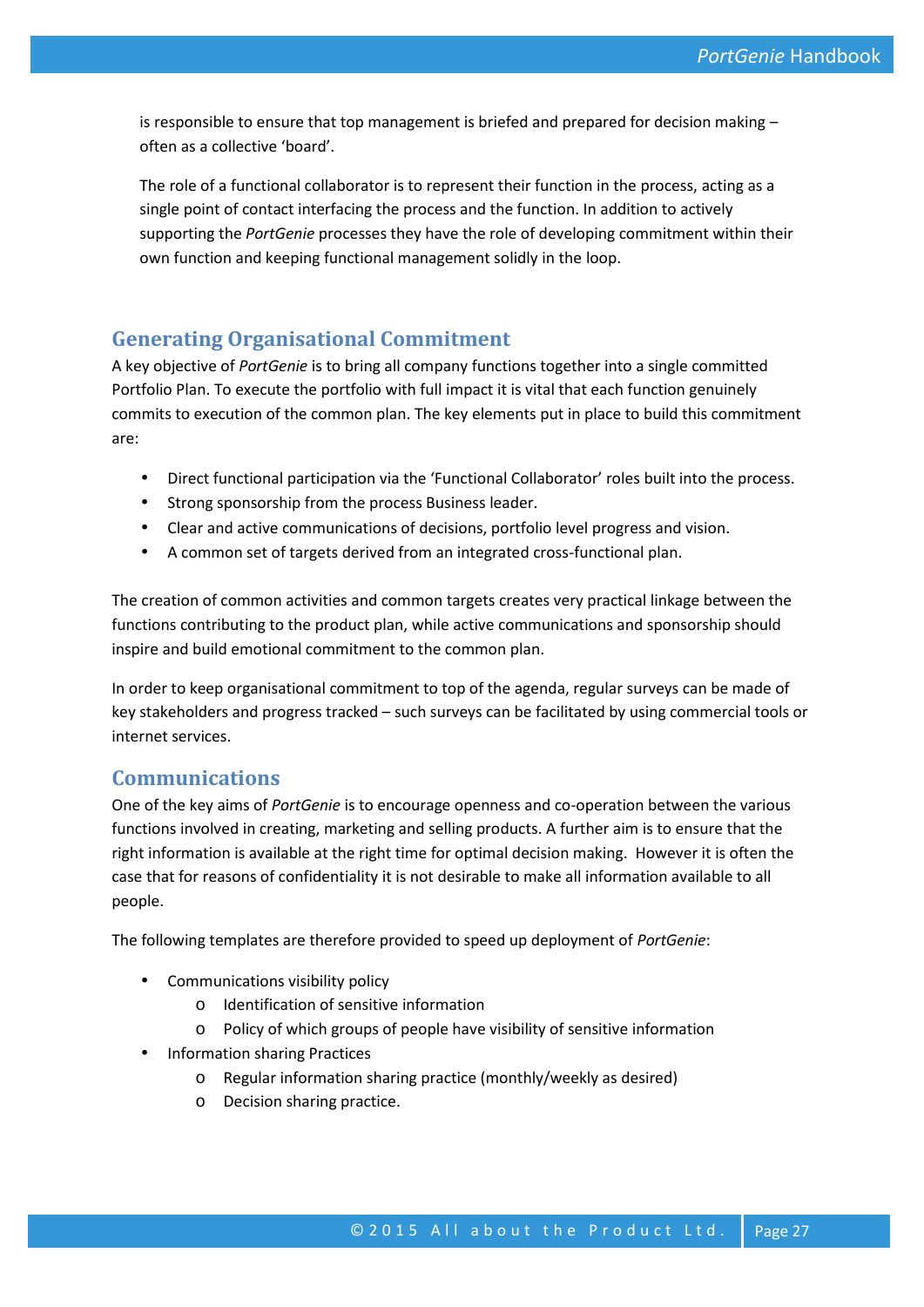is responsible to ensure that top management is briefed and prepared for decision making – often as a collective 'board'.

The role of a functional collaborator is to represent their function in the process, acting as a single point of contact interfacing the process and the function. In addition to actively supporting the *PortGenie* processes they have the role of developing commitment within their own function and keeping functional management solidly in the loop.

## Generating Organisational Commitment

A key objective of *PortGenie* is to bring all company functions together into a single committed Portfolio Plan. To execute the portfolio with full impact it is vital that each function genuinely commits to execution of the common plan. The key elements put in place to build this commitment are:

- Direct functional participation via the 'Functional Collaborator' roles built into the process.
- Strong sponsorship from the process Business leader.
- Clear and active communications of decisions, portfolio level progress and vision.
- A common set of targets derived from an integrated cross-functional plan.

The creation of common activities and common targets creates very practical linkage between the functions contributing to the product plan, while active communications and sponsorship should inspire and build emotional commitment to the common plan.

In order to keep organisational commitment to top of the agenda, regular surveys can be made of key stakeholders and progress tracked – such surveys can be facilitated by using commercial tools or internet services.

## Communications

One of the key aims of *PortGenie* is to encourage openness and co-operation between the various functions involved in creating, marketing and selling products. A further aim is to ensure that the right information is available at the right time for optimal decision making. However it is often the case that for reasons of confidentiality it is not desirable to make all information available to all people.

The following templates are therefore provided to speed up deployment of *PortGenie*:

- Communications visibility policy
  - Identification of sensitive information
  - Policy of which groups of people have visibility of sensitive information
- Information sharing Practices
  - Regular information sharing practice (monthly/weekly as desired)
  - Decision sharing practice.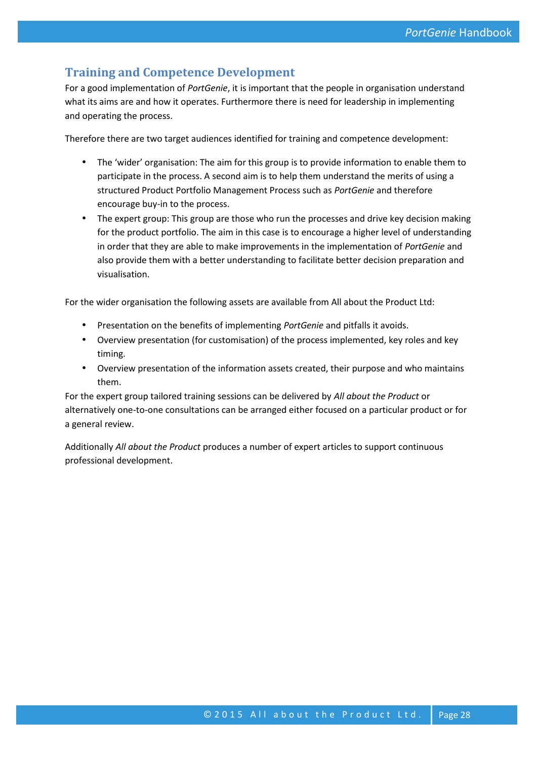## Training and Competence Development

For a good implementation of *PortGenie*, it is important that the people in organisation understand what its aims are and how it operates. Furthermore there is need for leadership in implementing and operating the process.

Therefore there are two target audiences identified for training and competence development:

- The 'wider' organisation: The aim for this group is to provide information to enable them to participate in the process. A second aim is to help them understand the merits of using a structured Product Portfolio Management Process such as *PortGenie* and therefore encourage buy-in to the process.
- The expert group: This group are those who run the processes and drive key decision making for the product portfolio. The aim in this case is to encourage a higher level of understanding in order that they are able to make improvements in the implementation of *PortGenie* and also provide them with a better understanding to facilitate better decision preparation and visualisation.

For the wider organisation the following assets are available from All about the Product Ltd:

- Presentation on the benefits of implementing *PortGenie* and pitfalls it avoids.
- Overview presentation (for customisation) of the process implemented, key roles and key timing.
- Overview presentation of the information assets created, their purpose and who maintains them.

For the expert group tailored training sessions can be delivered by *All about the Product* or alternatively one-to-one consultations can be arranged either focused on a particular product or for a general review.

Additionally *All about the Product* produces a number of expert articles to support continuous professional development.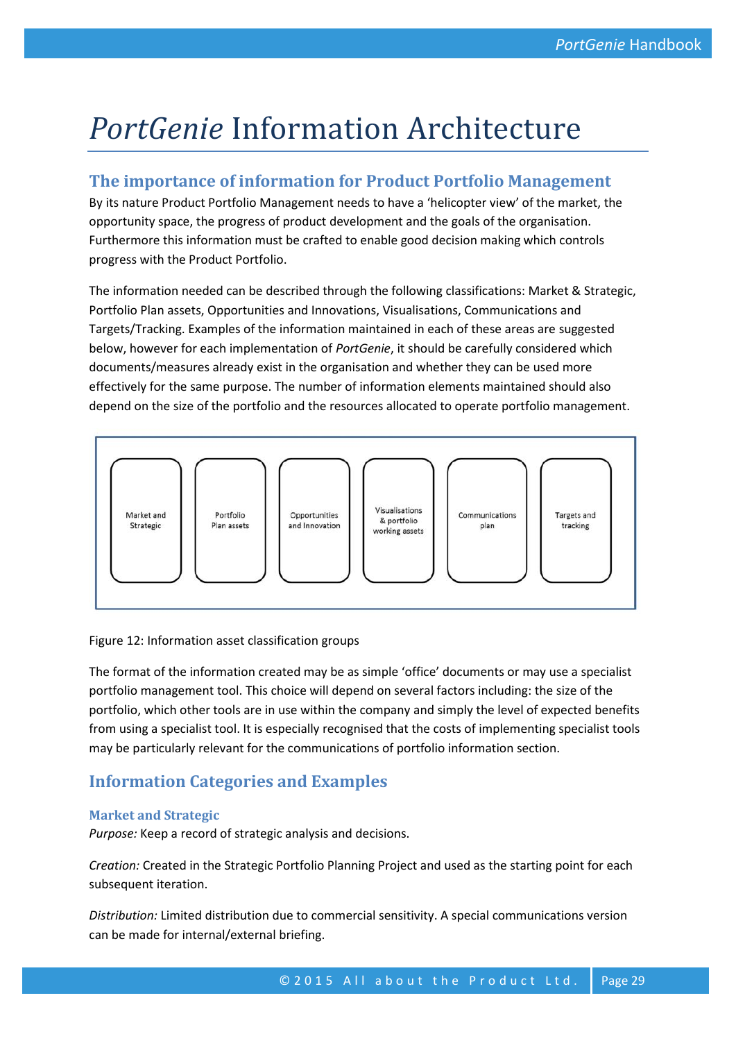# *PortGenie* Information Architecture

## The importance of information for Product Portfolio Management

By its nature Product Portfolio Management needs to have a 'helicopter view' of the market, the opportunity space, the progress of product development and the goals of the organisation. Furthermore this information must be crafted to enable good decision making which controls progress with the Product Portfolio.

The information needed can be described through the following classifications: Market & Strategic, Portfolio Plan assets, Opportunities and Innovations, Visualisations, Communications and Targets/Tracking. Examples of the information maintained in each of these areas are suggested below, however for each implementation of *PortGenie*, it should be carefully considered which documents/measures already exist in the organisation and whether they can be used more effectively for the same purpose. The number of information elements maintained should also depend on the size of the portfolio and the resources allocated to operate portfolio management.

| Market and Strategic | Portfolio Plan assets | Opportunities and Innovation | Visualisations & portfolio working assets | Communications plan | Targets and tracking |
|---|---|---|---|---|---|

Figure 12: Information asset classification groups

The format of the information created may be as simple 'office' documents or may use a specialist portfolio management tool. This choice will depend on several factors including: the size of the portfolio, which other tools are in use within the company and simply the level of expected benefits from using a specialist tool. It is especially recognised that the costs of implementing specialist tools may be particularly relevant for the communications of portfolio information section.

## Information Categories and Examples

### Market and Strategic

*Purpose:* Keep a record of strategic analysis and decisions.

*Creation:* Created in the Strategic Portfolio Planning Project and used as the starting point for each subsequent iteration.

*Distribution:* Limited distribution due to commercial sensitivity. A special communications version can be made for internal/external briefing.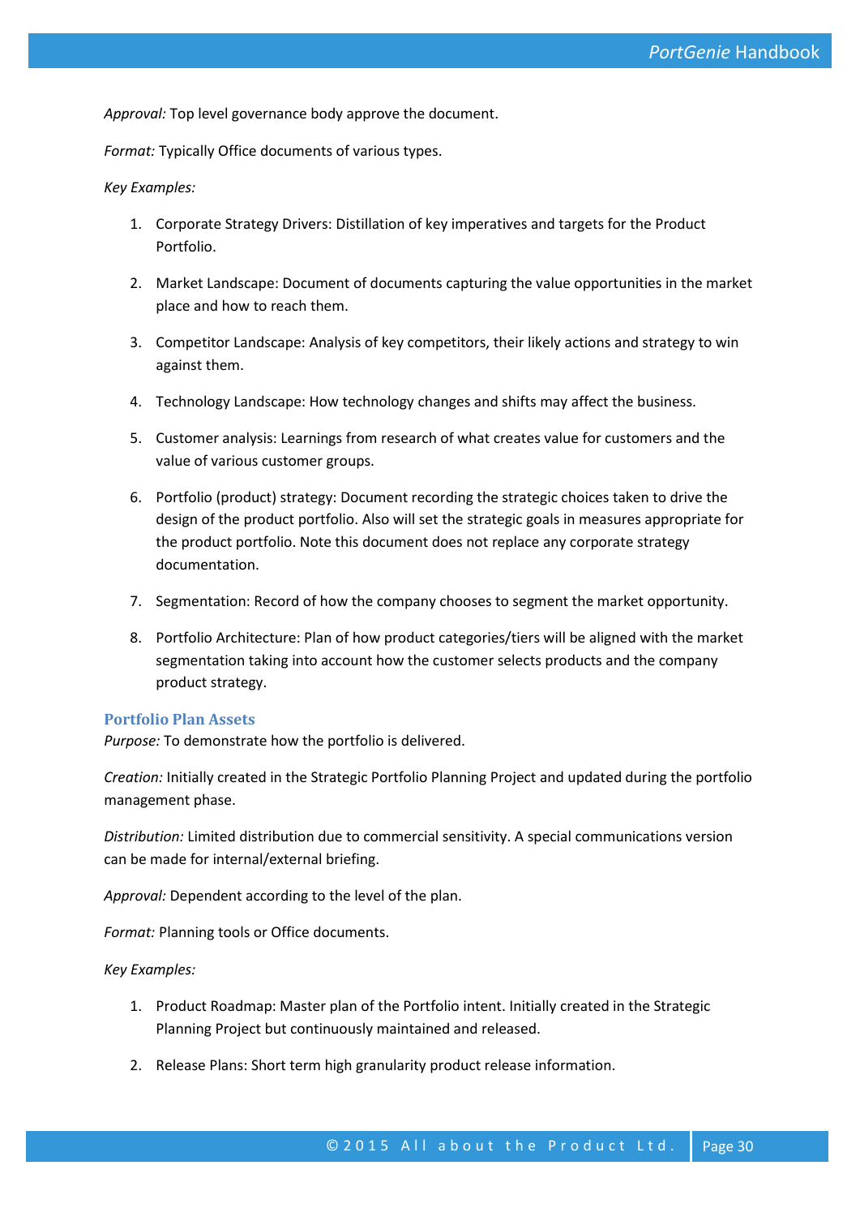*Approval:* Top level governance body approve the document.

*Format:* Typically Office documents of various types.

*Key Examples:*

1. Corporate Strategy Drivers: Distillation of key imperatives and targets for the Product Portfolio.
2. Market Landscape: Document of documents capturing the value opportunities in the market place and how to reach them.
3. Competitor Landscape: Analysis of key competitors, their likely actions and strategy to win against them.
4. Technology Landscape: How technology changes and shifts may affect the business.
5. Customer analysis: Learnings from research of what creates value for customers and the value of various customer groups.
6. Portfolio (product) strategy: Document recording the strategic choices taken to drive the design of the product portfolio. Also will set the strategic goals in measures appropriate for the product portfolio. Note this document does not replace any corporate strategy documentation.
7. Segmentation: Record of how the company chooses to segment the market opportunity.
8. Portfolio Architecture: Plan of how product categories/tiers will be aligned with the market segmentation taking into account how the customer selects products and the company product strategy.

### Portfolio Plan Assets

*Purpose:* To demonstrate how the portfolio is delivered.

*Creation:* Initially created in the Strategic Portfolio Planning Project and updated during the portfolio management phase.

*Distribution:* Limited distribution due to commercial sensitivity. A special communications version can be made for internal/external briefing.

*Approval:* Dependent according to the level of the plan.

*Format:* Planning tools or Office documents.

*Key Examples:*

1. Product Roadmap: Master plan of the Portfolio intent. Initially created in the Strategic Planning Project but continuously maintained and released.
2. Release Plans: Short term high granularity product release information.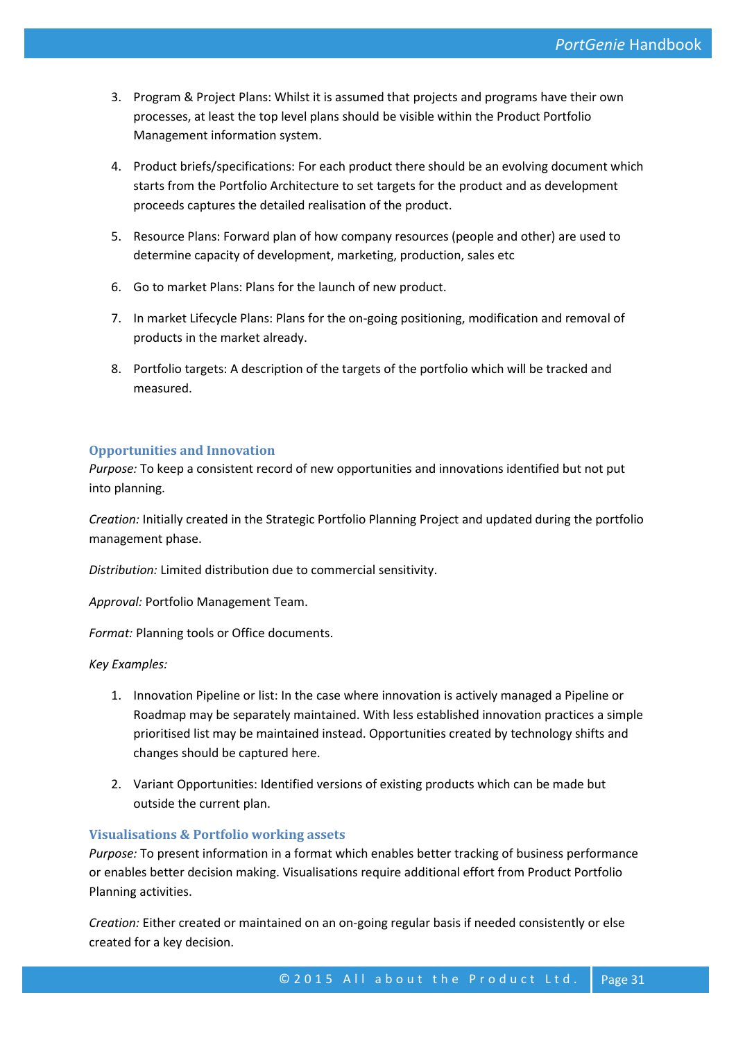3. Program & Project Plans: Whilst it is assumed that projects and programs have their own processes, at least the top level plans should be visible within the Product Portfolio Management information system.

4. Product briefs/specifications: For each product there should be an evolving document which starts from the Portfolio Architecture to set targets for the product and as development proceeds captures the detailed realisation of the product.

5. Resource Plans: Forward plan of how company resources (people and other) are used to determine capacity of development, marketing, production, sales etc

6. Go to market Plans: Plans for the launch of new product.

7. In market Lifecycle Plans: Plans for the on-going positioning, modification and removal of products in the market already.

8. Portfolio targets: A description of the targets of the portfolio which will be tracked and measured.

### Opportunities and Innovation

*Purpose:* To keep a consistent record of new opportunities and innovations identified but not put into planning.

*Creation:* Initially created in the Strategic Portfolio Planning Project and updated during the portfolio management phase.

*Distribution:* Limited distribution due to commercial sensitivity.

*Approval:* Portfolio Management Team.

*Format:* Planning tools or Office documents.

*Key Examples:*

1. Innovation Pipeline or list: In the case where innovation is actively managed a Pipeline or Roadmap may be separately maintained. With less established innovation practices a simple prioritised list may be maintained instead. Opportunities created by technology shifts and changes should be captured here.

2. Variant Opportunities: Identified versions of existing products which can be made but outside the current plan.

### Visualisations & Portfolio working assets

*Purpose:* To present information in a format which enables better tracking of business performance or enables better decision making. Visualisations require additional effort from Product Portfolio Planning activities.

*Creation:* Either created or maintained on an on-going regular basis if needed consistently or else created for a key decision.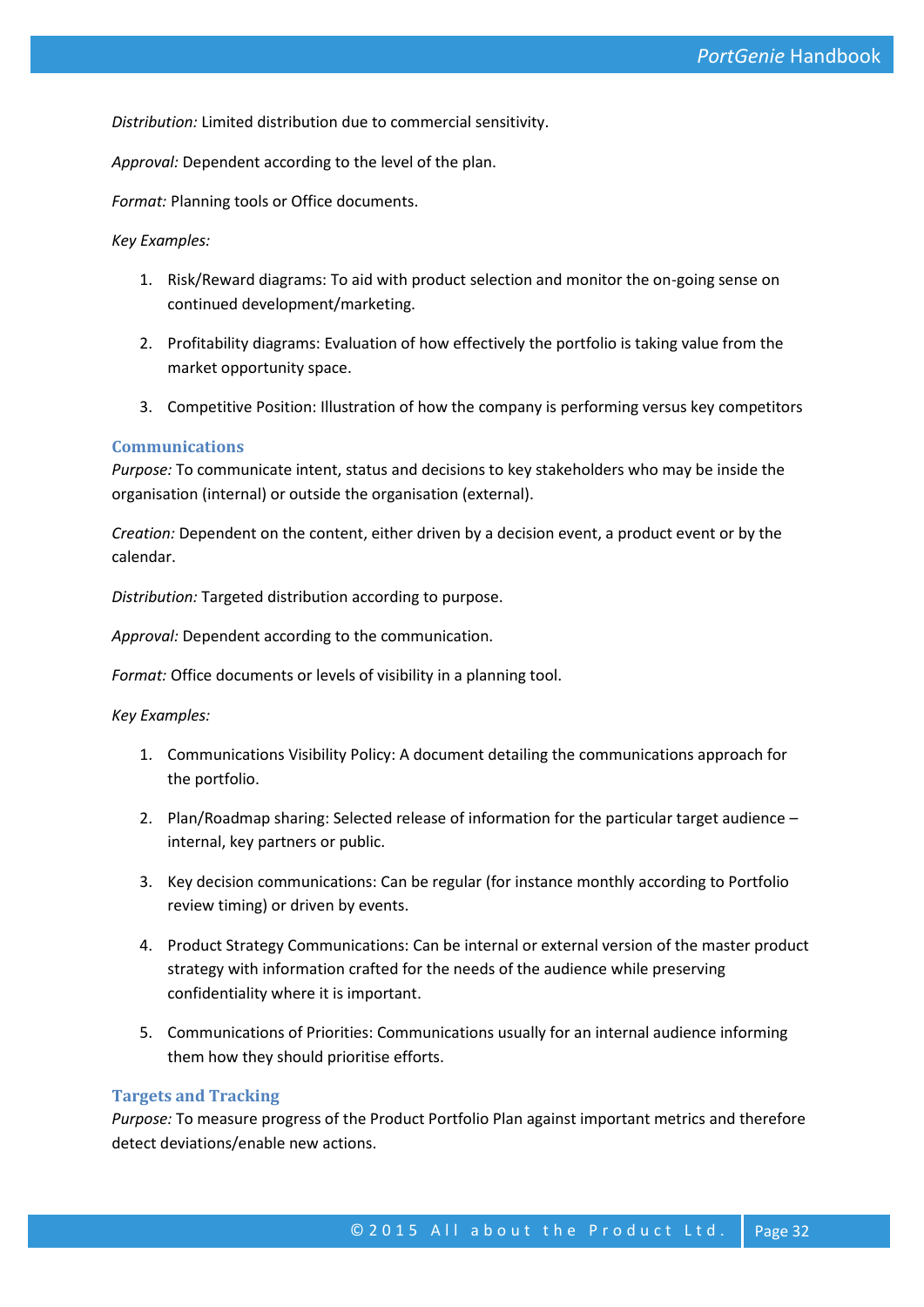*Distribution:* Limited distribution due to commercial sensitivity.

*Approval:* Dependent according to the level of the plan.

*Format:* Planning tools or Office documents.

*Key Examples:*

1. Risk/Reward diagrams: To aid with product selection and monitor the on-going sense on continued development/marketing.

2. Profitability diagrams: Evaluation of how effectively the portfolio is taking value from the market opportunity space.

3. Competitive Position: Illustration of how the company is performing versus key competitors

### Communications

*Purpose:* To communicate intent, status and decisions to key stakeholders who may be inside the organisation (internal) or outside the organisation (external).

*Creation:* Dependent on the content, either driven by a decision event, a product event or by the calendar.

*Distribution:* Targeted distribution according to purpose.

*Approval:* Dependent according to the communication.

*Format:* Office documents or levels of visibility in a planning tool.

*Key Examples:*

1. Communications Visibility Policy: A document detailing the communications approach for the portfolio.

2. Plan/Roadmap sharing: Selected release of information for the particular target audience – internal, key partners or public.

3. Key decision communications: Can be regular (for instance monthly according to Portfolio review timing) or driven by events.

4. Product Strategy Communications: Can be internal or external version of the master product strategy with information crafted for the needs of the audience while preserving confidentiality where it is important.

5. Communications of Priorities: Communications usually for an internal audience informing them how they should prioritise efforts.

### Targets and Tracking

*Purpose:* To measure progress of the Product Portfolio Plan against important metrics and therefore detect deviations/enable new actions.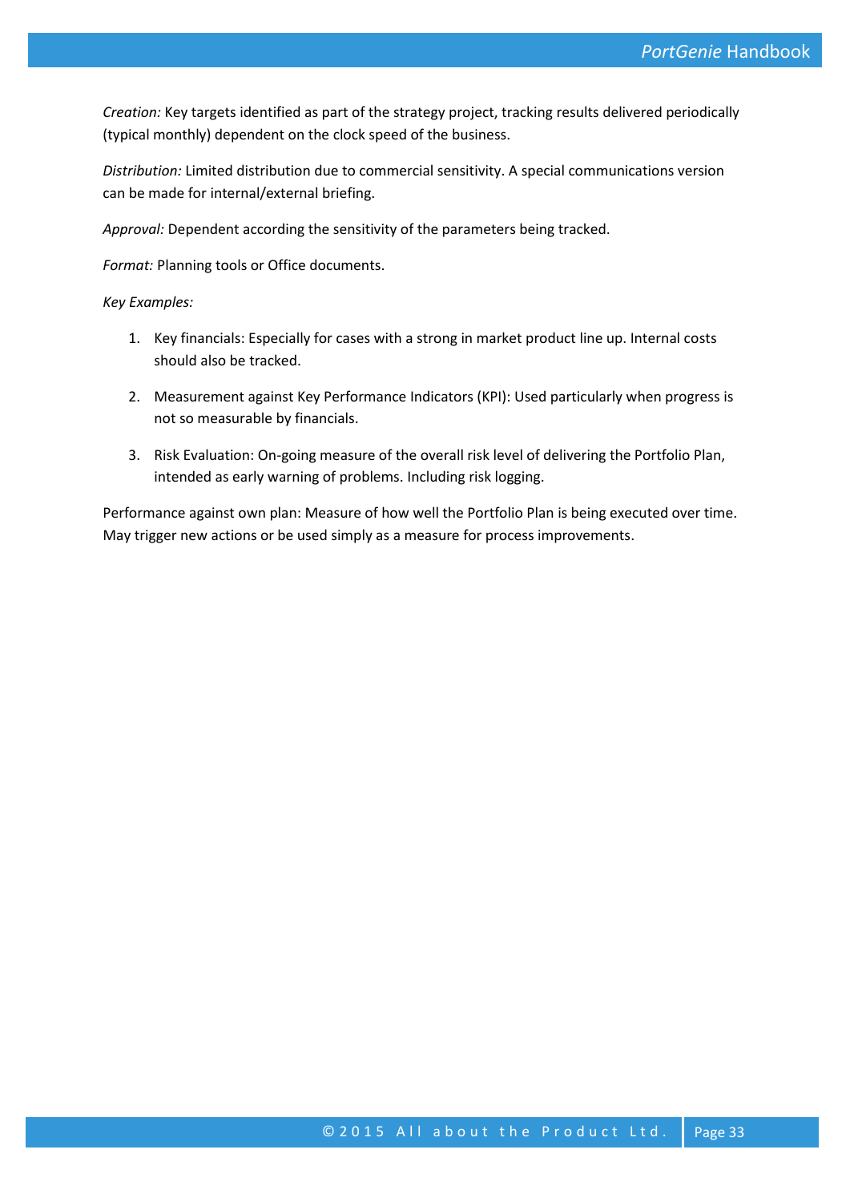*Creation:* Key targets identified as part of the strategy project, tracking results delivered periodically (typical monthly) dependent on the clock speed of the business.

*Distribution:* Limited distribution due to commercial sensitivity. A special communications version can be made for internal/external briefing.

*Approval:* Dependent according the sensitivity of the parameters being tracked.

*Format:* Planning tools or Office documents.

*Key Examples:*

1. Key financials: Especially for cases with a strong in market product line up. Internal costs should also be tracked.
2. Measurement against Key Performance Indicators (KPI): Used particularly when progress is not so measurable by financials.
3. Risk Evaluation: On-going measure of the overall risk level of delivering the Portfolio Plan, intended as early warning of problems. Including risk logging.

Performance against own plan: Measure of how well the Portfolio Plan is being executed over time. May trigger new actions or be used simply as a measure for process improvements.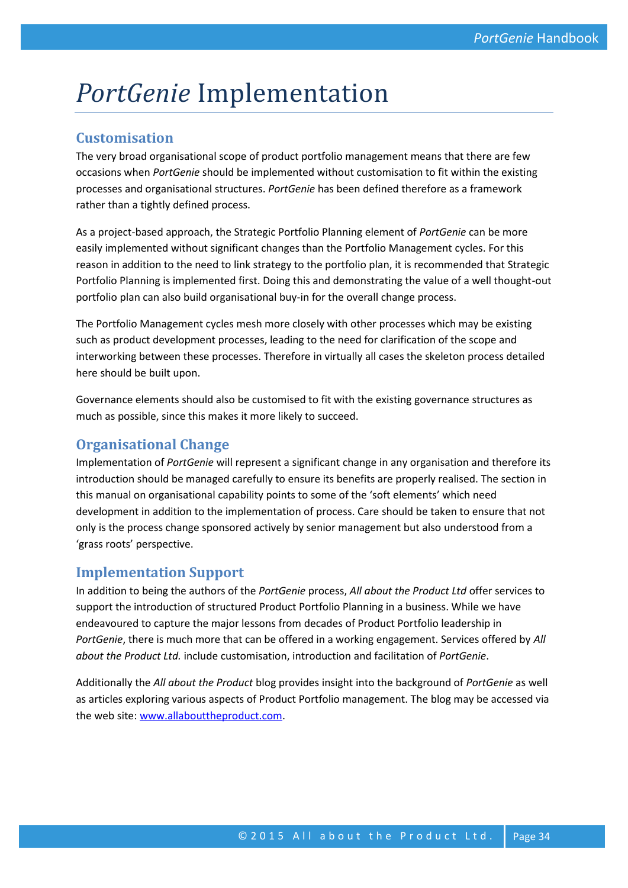# *PortGenie* Implementation

## Customisation

The very broad organisational scope of product portfolio management means that there are few occasions when *PortGenie* should be implemented without customisation to fit within the existing processes and organisational structures. *PortGenie* has been defined therefore as a framework rather than a tightly defined process.

As a project-based approach, the Strategic Portfolio Planning element of *PortGenie* can be more easily implemented without significant changes than the Portfolio Management cycles. For this reason in addition to the need to link strategy to the portfolio plan, it is recommended that Strategic Portfolio Planning is implemented first. Doing this and demonstrating the value of a well thought-out portfolio plan can also build organisational buy-in for the overall change process.

The Portfolio Management cycles mesh more closely with other processes which may be existing such as product development processes, leading to the need for clarification of the scope and interworking between these processes. Therefore in virtually all cases the skeleton process detailed here should be built upon.

Governance elements should also be customised to fit with the existing governance structures as much as possible, since this makes it more likely to succeed.

## Organisational Change

Implementation of *PortGenie* will represent a significant change in any organisation and therefore its introduction should be managed carefully to ensure its benefits are properly realised. The section in this manual on organisational capability points to some of the 'soft elements' which need development in addition to the implementation of process. Care should be taken to ensure that not only is the process change sponsored actively by senior management but also understood from a 'grass roots' perspective.

## Implementation Support

In addition to being the authors of the *PortGenie* process, *All about the Product Ltd* offer services to support the introduction of structured Product Portfolio Planning in a business. While we have endeavoured to capture the major lessons from decades of Product Portfolio leadership in *PortGenie*, there is much more that can be offered in a working engagement. Services offered by *All about the Product Ltd.* include customisation, introduction and facilitation of *PortGenie*.

Additionally the *All about the Product* blog provides insight into the background of *PortGenie* as well as articles exploring various aspects of Product Portfolio management. The blog may be accessed via the web site: [www.allabouttheproduct.com](http://www.allabouttheproduct.com).